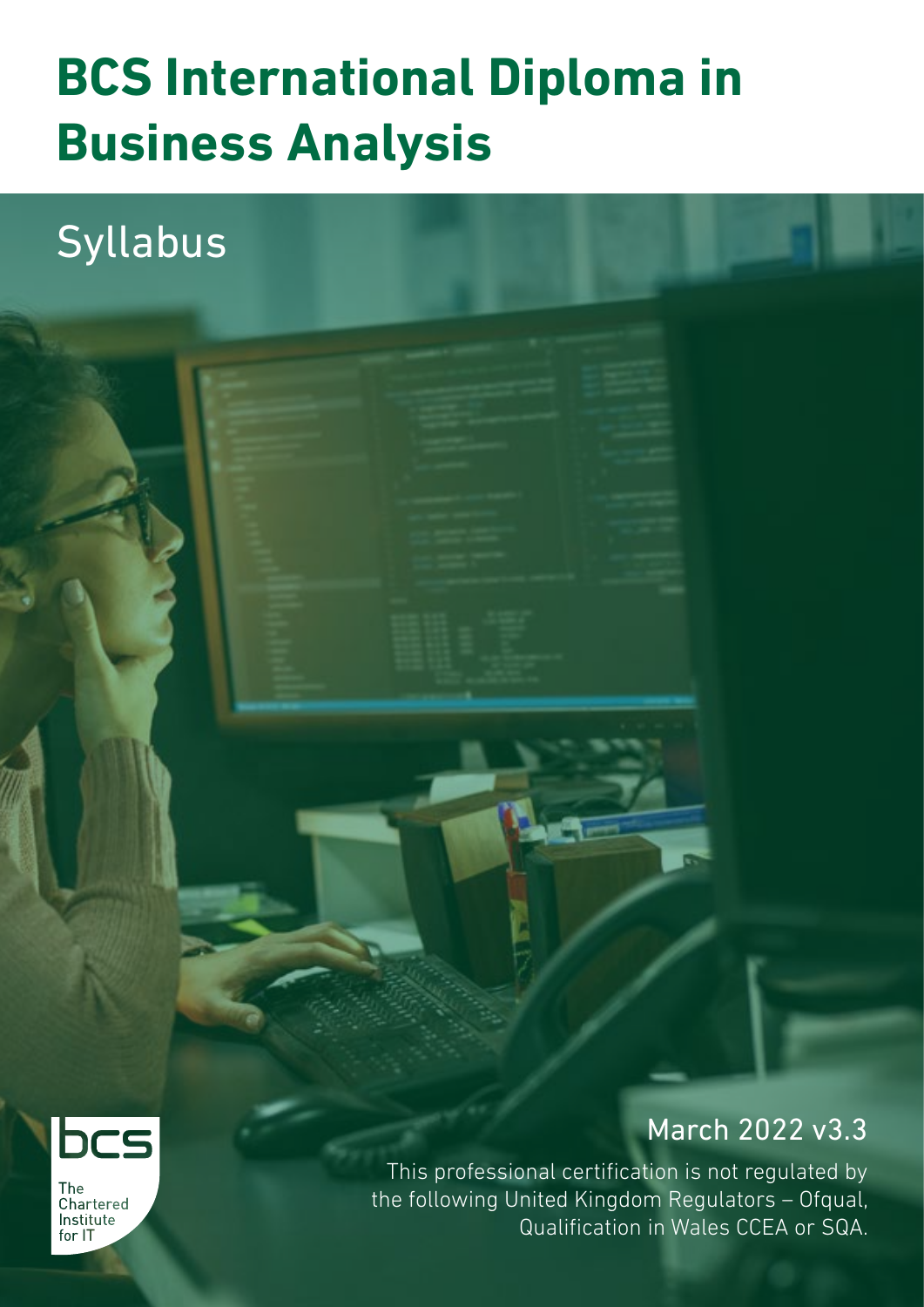# BCS International Diploma in Business Analysis

## Syllabus

March 2022 v3.3

This professional certification is not regulated by the following United Kingdom Regulators – Ofqual, Qualification in Wales CCEA or SQA.

bcs

The Chartered Institute for IT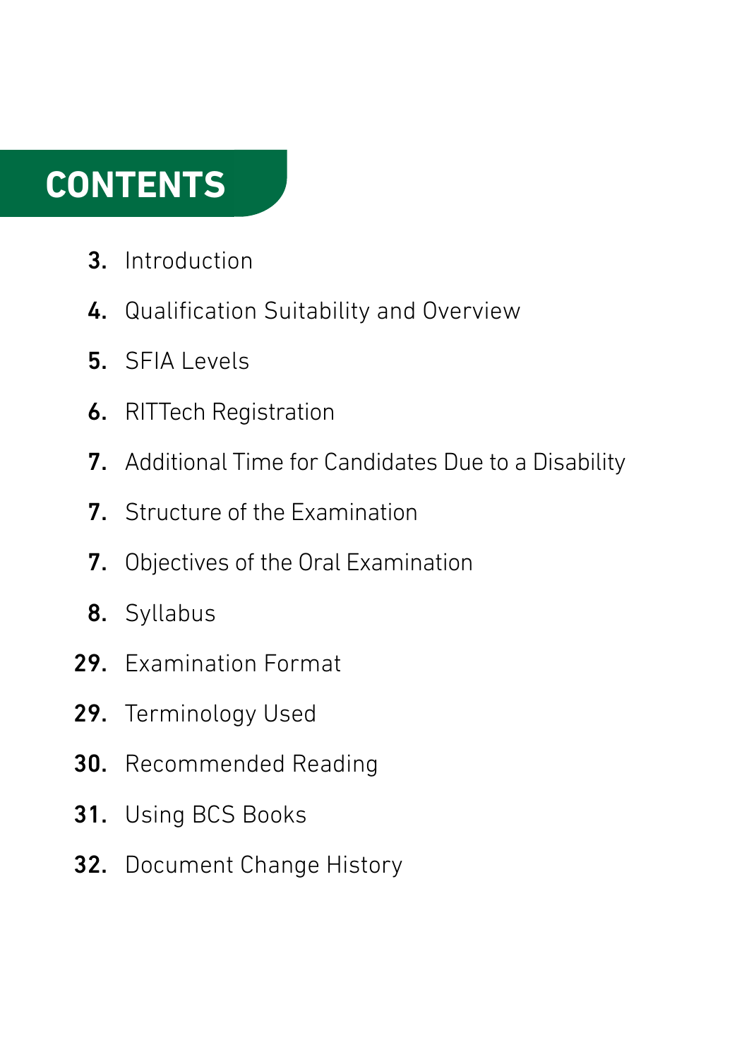# CONTENTS

3. Introduction

4. Qualification Suitability and Overview

5. SFIA Levels

6. RITTech Registration

7. Additional Time for Candidates Due to a Disability

7. Structure of the Examination

7. Objectives of the Oral Examination

8. Syllabus

29. Examination Format

29. Terminology Used

30. Recommended Reading

31. Using BCS Books

32. Document Change History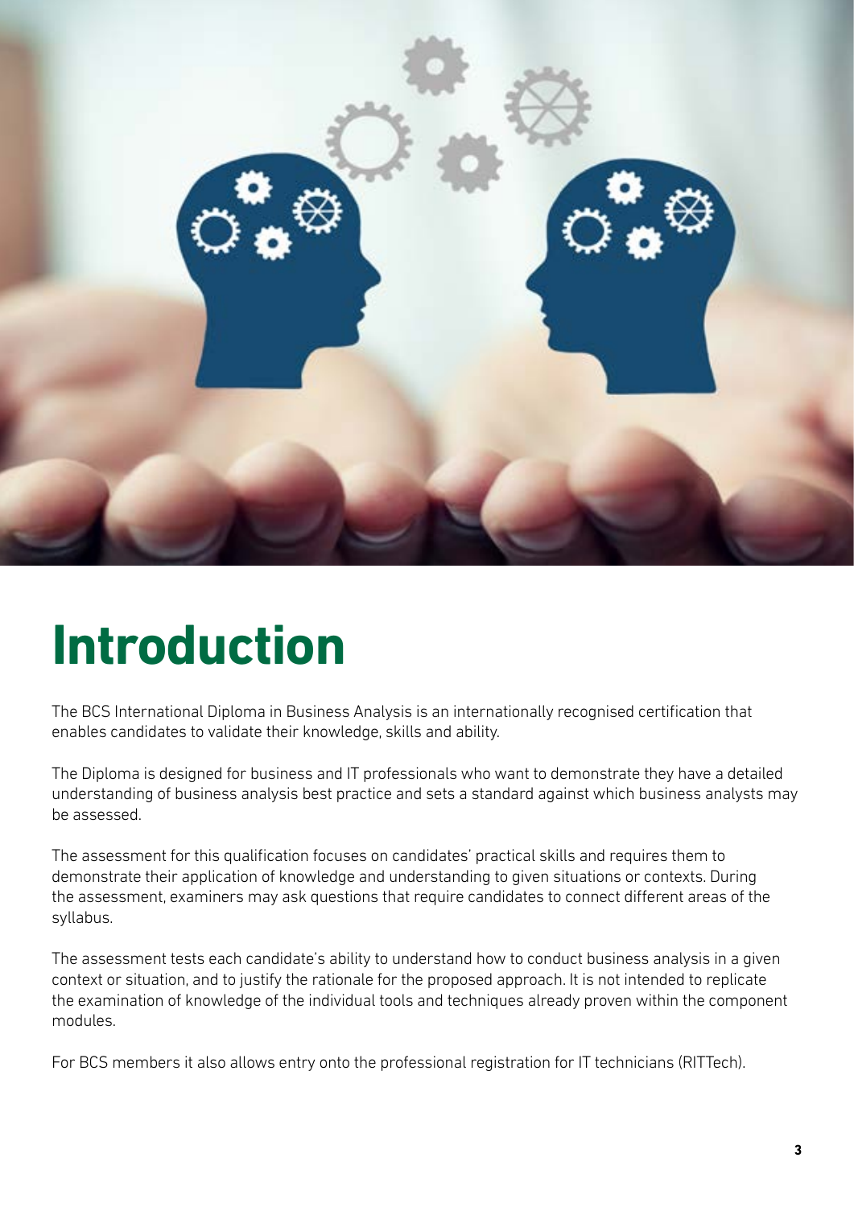# Introduction

The BCS International Diploma in Business Analysis is an internationally recognised certification that enables candidates to validate their knowledge, skills and ability.

The Diploma is designed for business and IT professionals who want to demonstrate they have a detailed understanding of business analysis best practice and sets a standard against which business analysts may be assessed.

The assessment for this qualification focuses on candidates' practical skills and requires them to demonstrate their application of knowledge and understanding to given situations or contexts. During the assessment, examiners may ask questions that require candidates to connect different areas of the syllabus.

The assessment tests each candidate's ability to understand how to conduct business analysis in a given context or situation, and to justify the rationale for the proposed approach. It is not intended to replicate the examination of knowledge of the individual tools and techniques already proven within the component modules.

For BCS members it also allows entry onto the professional registration for IT technicians (RITTech).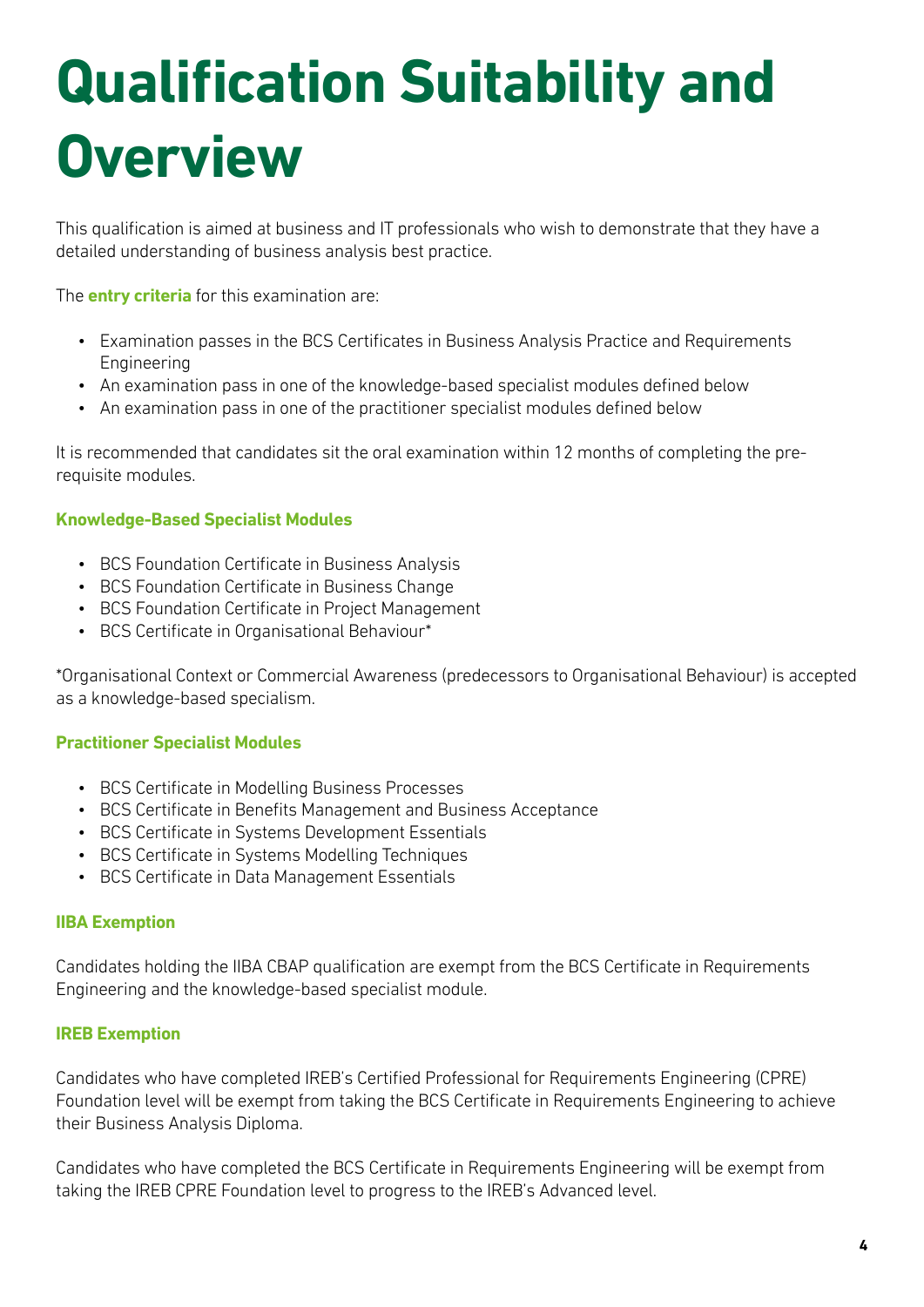# Qualification Suitability and Overview

This qualification is aimed at business and IT professionals who wish to demonstrate that they have a detailed understanding of business analysis best practice.

The **entry criteria** for this examination are:

- Examination passes in the BCS Certificates in Business Analysis Practice and Requirements Engineering
- An examination pass in one of the knowledge-based specialist modules defined below
- An examination pass in one of the practitioner specialist modules defined below

It is recommended that candidates sit the oral examination within 12 months of completing the pre-requisite modules.

### Knowledge-Based Specialist Modules

- BCS Foundation Certificate in Business Analysis
- BCS Foundation Certificate in Business Change
- BCS Foundation Certificate in Project Management
- BCS Certificate in Organisational Behaviour*

*Organisational Context or Commercial Awareness (predecessors to Organisational Behaviour) is accepted as a knowledge-based specialism.

### Practitioner Specialist Modules

- BCS Certificate in Modelling Business Processes
- BCS Certificate in Benefits Management and Business Acceptance
- BCS Certificate in Systems Development Essentials
- BCS Certificate in Systems Modelling Techniques
- BCS Certificate in Data Management Essentials

### IIBA Exemption

Candidates holding the IIBA CBAP qualification are exempt from the BCS Certificate in Requirements Engineering and the knowledge-based specialist module.

### IREB Exemption

Candidates who have completed IREB's Certified Professional for Requirements Engineering (CPRE) Foundation level will be exempt from taking the BCS Certificate in Requirements Engineering to achieve their Business Analysis Diploma.

Candidates who have completed the BCS Certificate in Requirements Engineering will be exempt from taking the IREB CPRE Foundation level to progress to the IREB's Advanced level.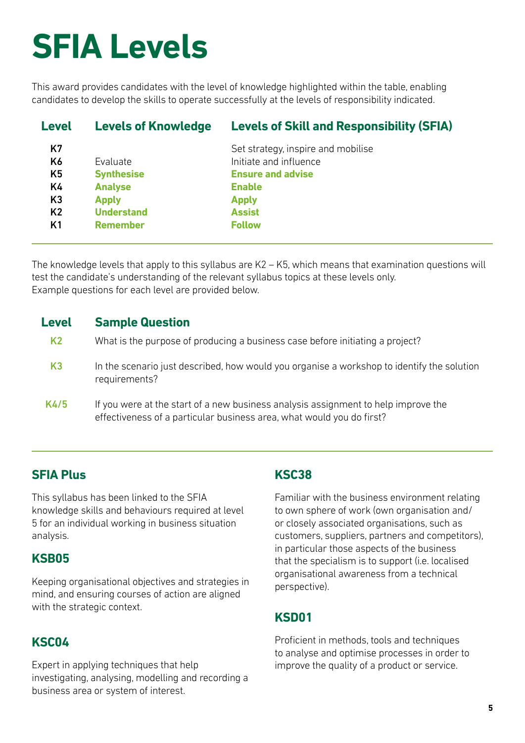# SFIA Levels

This award provides candidates with the level of knowledge highlighted within the table, enabling candidates to develop the skills to operate successfully at the levels of responsibility indicated.

| Level | Levels of Knowledge | Levels of Skill and Responsibility (SFIA) |
|---|---|---|
| K7 | | Set strategy, inspire and mobilise |
| K6 | Evaluate | Initiate and influence |
| K5 | **Synthesise** | **Ensure and advise** |
| K4 | **Analyse** | **Enable** |
| K3 | **Apply** | **Apply** |
| K2 | **Understand** | **Assist** |
| K1 | **Remember** | **Follow** |

The knowledge levels that apply to this syllabus are K2 – K5, which means that examination questions will test the candidate's understanding of the relevant syllabus topics at these levels only. Example questions for each level are provided below.

| Level | Sample Question |
|---|---|
| K2 | What is the purpose of producing a business case before initiating a project? |
| K3 | In the scenario just described, how would you organise a workshop to identify the solution requirements? |
| K4/5 | If you were at the start of a new business analysis assignment to help improve the effectiveness of a particular business area, what would you do first? |

## SFIA Plus

This syllabus has been linked to the SFIA knowledge skills and behaviours required at level 5 for an individual working in business situation analysis.

## KSB05

Keeping organisational objectives and strategies in mind, and ensuring courses of action are aligned with the strategic context.

## KSC04

Expert in applying techniques that help investigating, analysing, modelling and recording a business area or system of interest.

## KSC38

Familiar with the business environment relating to own sphere of work (own organisation and/or closely associated organisations, such as customers, suppliers, partners and competitors), in particular those aspects of the business that the specialism is to support (i.e. localised organisational awareness from a technical perspective).

## KSD01

Proficient in methods, tools and techniques to analyse and optimise processes in order to improve the quality of a product or service.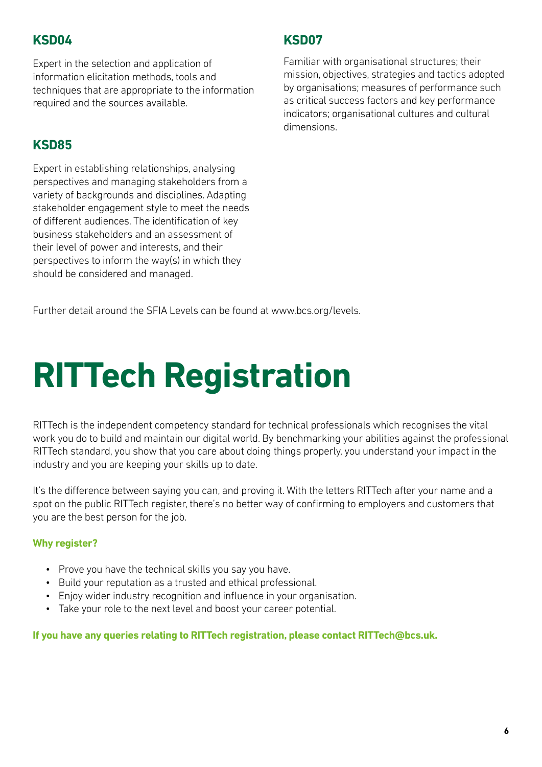### KSD04

Expert in the selection and application of information elicitation methods, tools and techniques that are appropriate to the information required and the sources available.

### KSD85

Expert in establishing relationships, analysing perspectives and managing stakeholders from a variety of backgrounds and disciplines. Adapting stakeholder engagement style to meet the needs of different audiences. The identification of key business stakeholders and an assessment of their level of power and interests, and their perspectives to inform the way(s) in which they should be considered and managed.

### KSD07

Familiar with organisational structures; their mission, objectives, strategies and tactics adopted by organisations; measures of performance such as critical success factors and key performance indicators; organisational cultures and cultural dimensions.

Further detail around the SFIA Levels can be found at www.bcs.org/levels.

# RITTech Registration

RITTech is the independent competency standard for technical professionals which recognises the vital work you do to build and maintain our digital world. By benchmarking your abilities against the professional RITTech standard, you show that you care about doing things properly, you understand your impact in the industry and you are keeping your skills up to date.

It's the difference between saying you can, and proving it. With the letters RITTech after your name and a spot on the public RITTech register, there's no better way of confirming to employers and customers that you are the best person for the job.

**Why register?**

- Prove you have the technical skills you say you have.
- Build your reputation as a trusted and ethical professional.
- Enjoy wider industry recognition and influence in your organisation.
- Take your role to the next level and boost your career potential.

**If you have any queries relating to RITTech registration, please contact RITTech@bcs.uk.**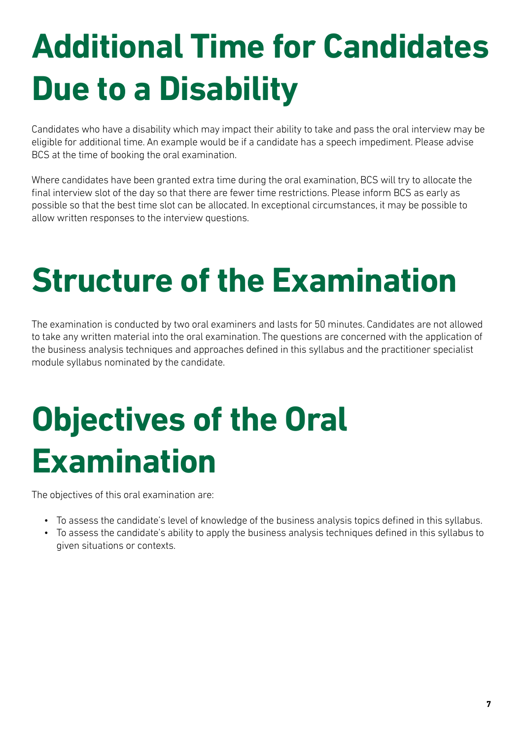# Additional Time for Candidates Due to a Disability

Candidates who have a disability which may impact their ability to take and pass the oral interview may be eligible for additional time. An example would be if a candidate has a speech impediment. Please advise BCS at the time of booking the oral examination.

Where candidates have been granted extra time during the oral examination, BCS will try to allocate the final interview slot of the day so that there are fewer time restrictions. Please inform BCS as early as possible so that the best time slot can be allocated. In exceptional circumstances, it may be possible to allow written responses to the interview questions.

# Structure of the Examination

The examination is conducted by two oral examiners and lasts for 50 minutes. Candidates are not allowed to take any written material into the oral examination. The questions are concerned with the application of the business analysis techniques and approaches defined in this syllabus and the practitioner specialist module syllabus nominated by the candidate.

# Objectives of the Oral Examination

The objectives of this oral examination are:

- To assess the candidate's level of knowledge of the business analysis topics defined in this syllabus.
- To assess the candidate's ability to apply the business analysis techniques defined in this syllabus to given situations or contexts.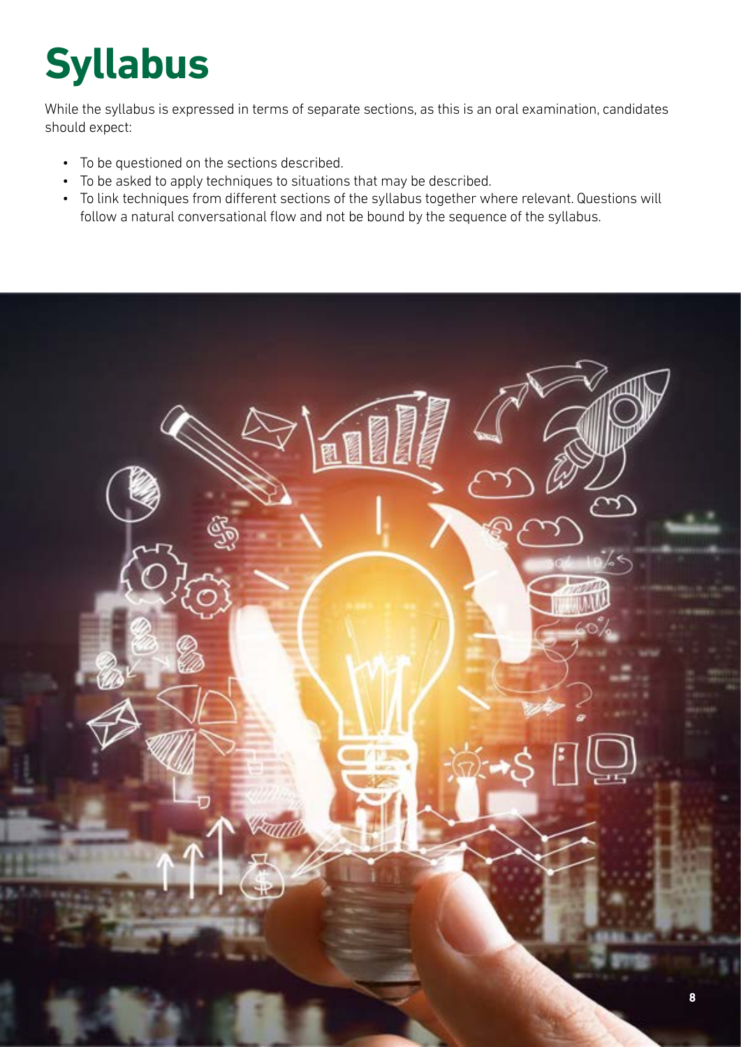# Syllabus

While the syllabus is expressed in terms of separate sections, as this is an oral examination, candidates should expect:

- To be questioned on the sections described.
- To be asked to apply techniques to situations that may be described.
- To link techniques from different sections of the syllabus together where relevant. Questions will follow a natural conversational flow and not be bound by the sequence of the syllabus.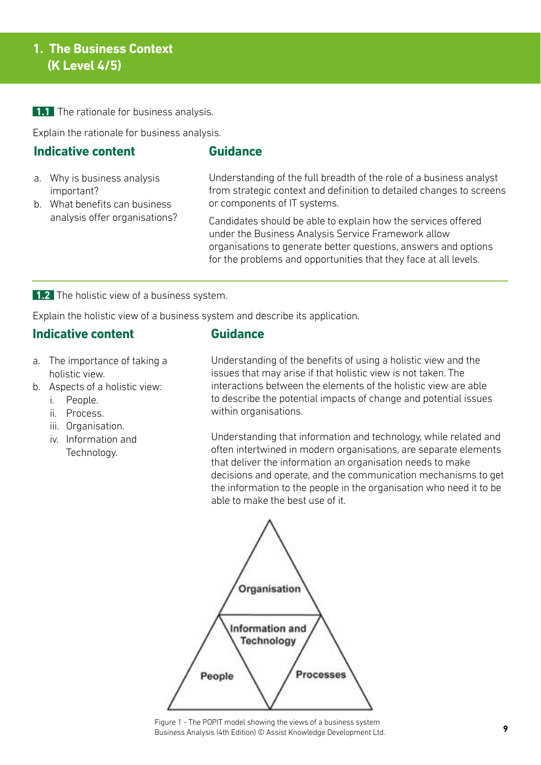# 1. The Business Context (K Level 4/5)

**1.1** The rationale for business analysis.

Explain the rationale for business analysis.

| Indicative content | Guidance |
|---|---|
| a. Why is business analysis important?<br>b. What benefits can business analysis offer organisations? | Understanding of the full breadth of the role of a business analyst from strategic context and definition to detailed changes to screens or components of IT systems.<br><br>Candidates should be able to explain how the services offered under the Business Analysis Service Framework allow organisations to generate better questions, answers and options for the problems and opportunities that they face at all levels. |

**1.2** The holistic view of a business system.

Explain the holistic view of a business system and describe its application.

| Indicative content | Guidance |
|---|---|
| a. The importance of taking a holistic view.<br>b. Aspects of a holistic view:<br>i. People.<br>ii. Process.<br>iii. Organisation.<br>iv. Information and Technology. | Understanding of the benefits of using a holistic view and the issues that may arise if that holistic view is not taken. The interactions between the elements of the holistic view are able to describe the potential impacts of change and potential issues within organisations.<br><br>Understanding that information and technology, while related and often intertwined in modern organisations, are separate elements that deliver the information an organisation needs to make decisions and operate, and the communication mechanisms to get the information to the people in the organisation who need it to be able to make the best use of it. |

Figure 1 - The POPIT model showing the views of a business system
Business Analysis (4th Edition) © Assist Knowledge Development Ltd.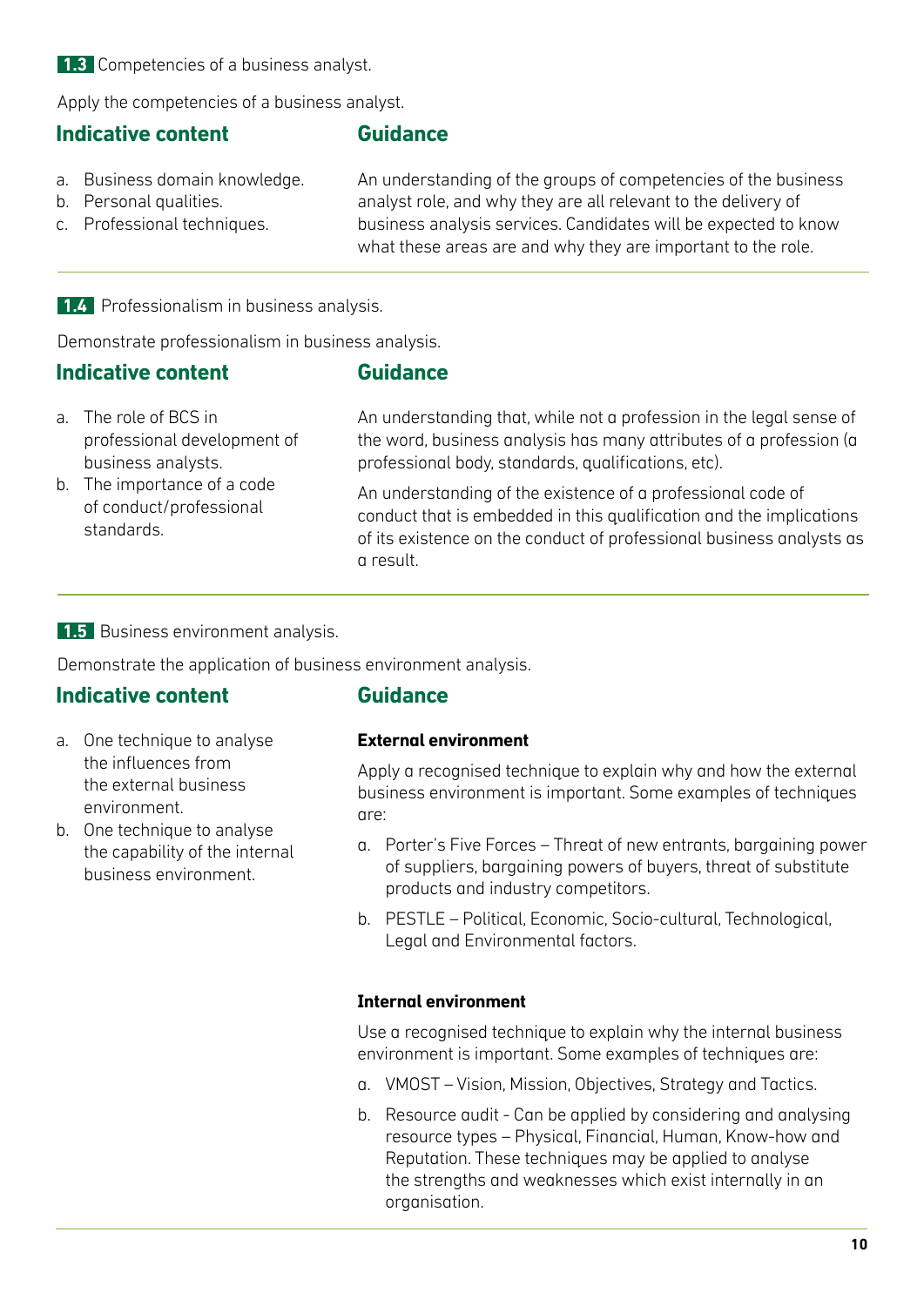### 1.3 Competencies of a business analyst.

Apply the competencies of a business analyst.

| Indicative content | Guidance |
| --- | --- |
| a. Business domain knowledge.<br>b. Personal qualities.<br>c. Professional techniques. | An understanding of the groups of competencies of the business analyst role, and why they are all relevant to the delivery of business analysis services. Candidates will be expected to know what these areas are and why they are important to the role. |

### 1.4 Professionalism in business analysis.

Demonstrate professionalism in business analysis.

| Indicative content | Guidance |
| --- | --- |
| a. The role of BCS in professional development of business analysts.<br>b. The importance of a code of conduct/professional standards. | An understanding that, while not a profession in the legal sense of the word, business analysis has many attributes of a profession (a professional body, standards, qualifications, etc).<br><br>An understanding of the existence of a professional code of conduct that is embedded in this qualification and the implications of its existence on the conduct of professional business analysts as a result. |

### 1.5 Business environment analysis.

Demonstrate the application of business environment analysis.

| Indicative content | Guidance |
| --- | --- |
| a. One technique to analyse the influences from the external business environment.<br>b. One technique to analyse the capability of the internal business environment. | **External environment**<br><br>Apply a recognised technique to explain why and how the external business environment is important. Some examples of techniques are:<br><br>a. Porter's Five Forces – Threat of new entrants, bargaining power of suppliers, bargaining powers of buyers, threat of substitute products and industry competitors.<br>b. PESTLE – Political, Economic, Socio-cultural, Technological, Legal and Environmental factors.<br><br>**Internal environment**<br><br>Use a recognised technique to explain why the internal business environment is important. Some examples of techniques are:<br><br>a. VMOST – Vision, Mission, Objectives, Strategy and Tactics.<br>b. Resource audit - Can be applied by considering and analysing resource types – Physical, Financial, Human, Know-how and Reputation. These techniques may be applied to analyse the strengths and weaknesses which exist internally in an organisation. |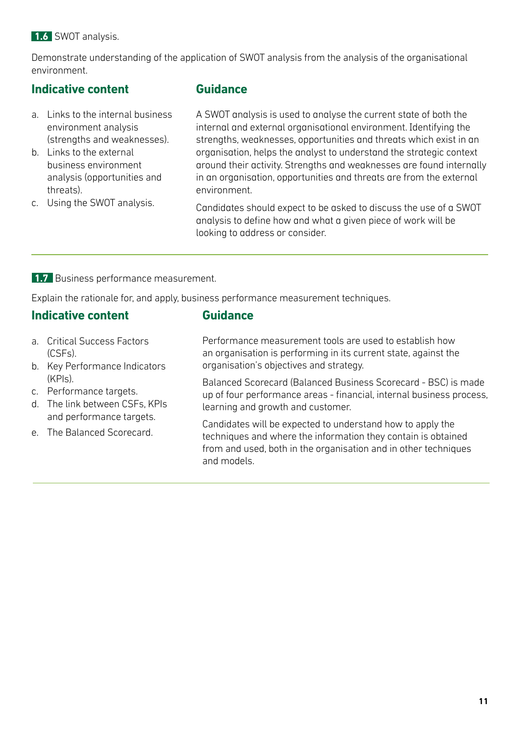**1.6** SWOT analysis.

Demonstrate understanding of the application of SWOT analysis from the analysis of the organisational environment.

### Indicative content

a. Links to the internal business environment analysis (strengths and weaknesses).
b. Links to the external business environment analysis (opportunities and threats).
c. Using the SWOT analysis.

### Guidance

A SWOT analysis is used to analyse the current state of both the internal and external organisational environment. Identifying the strengths, weaknesses, opportunities and threats which exist in an organisation, helps the analyst to understand the strategic context around their activity. Strengths and weaknesses are found internally in an organisation, opportunities and threats are from the external environment.

Candidates should expect to be asked to discuss the use of a SWOT analysis to define how and what a given piece of work will be looking to address or consider.

---

**1.7** Business performance measurement.

Explain the rationale for, and apply, business performance measurement techniques.

### Indicative content

a. Critical Success Factors (CSFs).
b. Key Performance Indicators (KPIs).
c. Performance targets.
d. The link between CSFs, KPIs and performance targets.
e. The Balanced Scorecard.

### Guidance

Performance measurement tools are used to establish how an organisation is performing in its current state, against the organisation's objectives and strategy.

Balanced Scorecard (Balanced Business Scorecard - BSC) is made up of four performance areas - financial, internal business process, learning and growth and customer.

Candidates will be expected to understand how to apply the techniques and where the information they contain is obtained from and used, both in the organisation and in other techniques and models.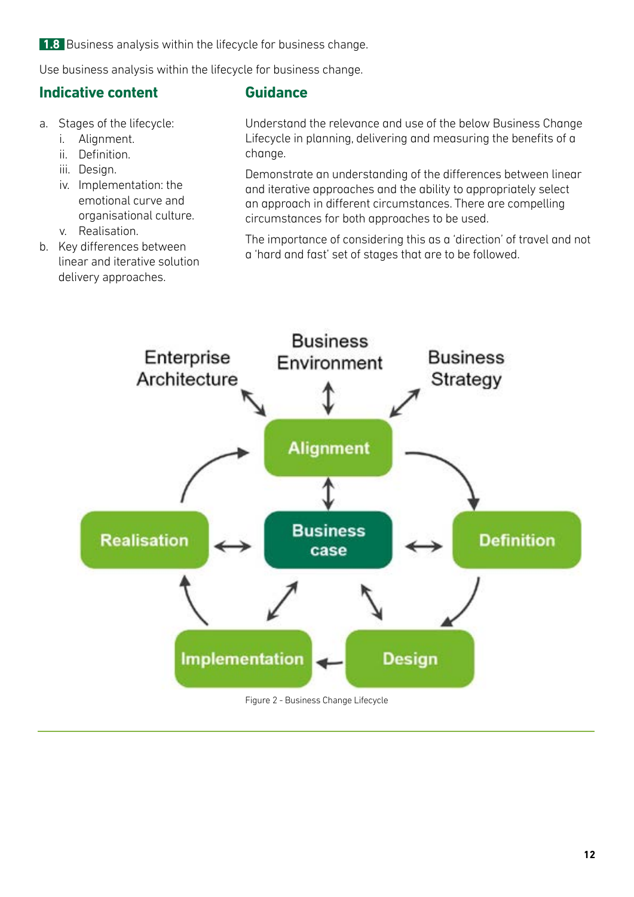**1.8** Business analysis within the lifecycle for business change.

Use business analysis within the lifecycle for business change.

### Indicative content

a. Stages of the lifecycle:
   i. Alignment.
   ii. Definition.
   iii. Design.
   iv. Implementation: the emotional curve and organisational culture.
   v. Realisation.
b. Key differences between linear and iterative solution delivery approaches.

### Guidance

Understand the relevance and use of the below Business Change Lifecycle in planning, delivering and measuring the benefits of a change.

Demonstrate an understanding of the differences between linear and iterative approaches and the ability to appropriately select an approach in different circumstances. There are compelling circumstances for both approaches to be used.

The importance of considering this as a 'direction' of travel and not a 'hard and fast' set of stages that are to be followed.

Enterprise Architecture

Business Environment

Business Strategy

Alignment

Business case

Realisation

Definition

Implementation

Design

Figure 2 - Business Change Lifecycle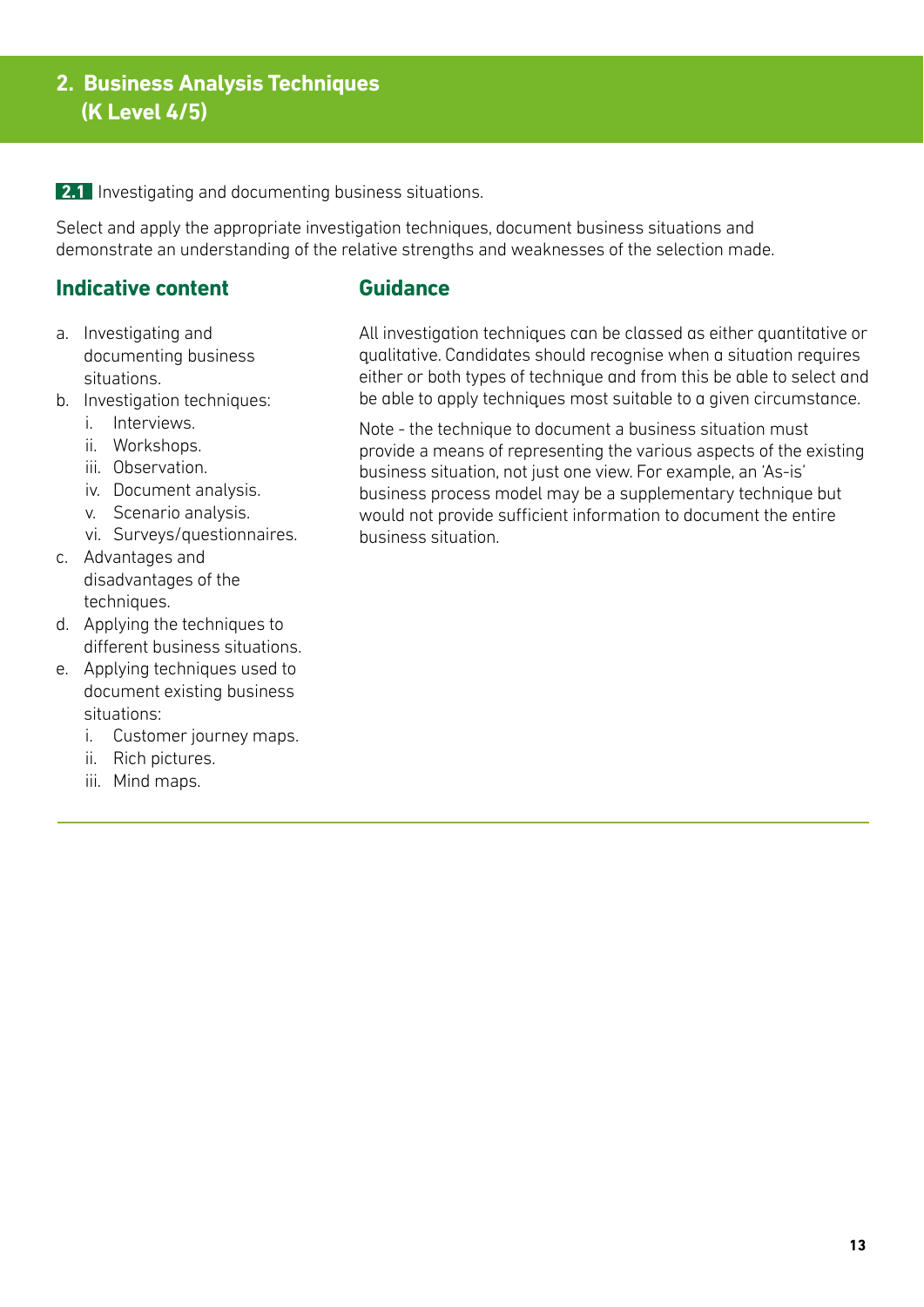## 2. Business Analysis Techniques (K Level 4/5)

**2.1** Investigating and documenting business situations.

Select and apply the appropriate investigation techniques, document business situations and demonstrate an understanding of the relative strengths and weaknesses of the selection made.

### Indicative content

a. Investigating and documenting business situations.
b. Investigation techniques:
   i. Interviews.
   ii. Workshops.
   iii. Observation.
   iv. Document analysis.
   v. Scenario analysis.
   vi. Surveys/questionnaires.
c. Advantages and disadvantages of the techniques.
d. Applying the techniques to different business situations.
e. Applying techniques used to document existing business situations:
   i. Customer journey maps.
   ii. Rich pictures.
   iii. Mind maps.

### Guidance

All investigation techniques can be classed as either quantitative or qualitative. Candidates should recognise when a situation requires either or both types of technique and from this be able to select and be able to apply techniques most suitable to a given circumstance.

Note - the technique to document a business situation must provide a means of representing the various aspects of the existing business situation, not just one view. For example, an 'As-is' business process model may be a supplementary technique but would not provide sufficient information to document the entire business situation.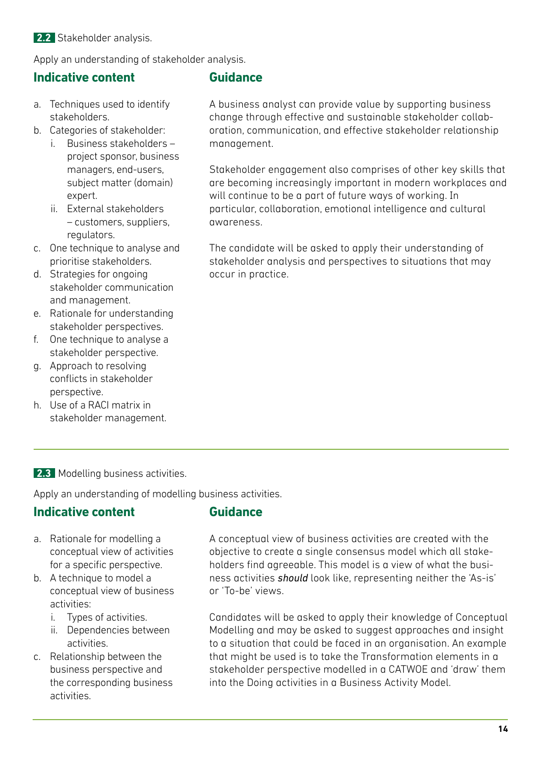**2.2** Stakeholder analysis.

Apply an understanding of stakeholder analysis.

### Indicative content

a. Techniques used to identify stakeholders.
b. Categories of stakeholder:
   i. Business stakeholders – project sponsor, business managers, end-users, subject matter (domain) expert.
   ii. External stakeholders – customers, suppliers, regulators.
c. One technique to analyse and prioritise stakeholders.
d. Strategies for ongoing stakeholder communication and management.
e. Rationale for understanding stakeholder perspectives.
f. One technique to analyse a stakeholder perspective.
g. Approach to resolving conflicts in stakeholder perspective.
h. Use of a RACI matrix in stakeholder management.

### Guidance

A business analyst can provide value by supporting business change through effective and sustainable stakeholder collaboration, communication, and effective stakeholder relationship management.

Stakeholder engagement also comprises of other key skills that are becoming increasingly important in modern workplaces and will continue to be a part of future ways of working. In particular, collaboration, emotional intelligence and cultural awareness.

The candidate will be asked to apply their understanding of stakeholder analysis and perspectives to situations that may occur in practice.

---

**2.3** Modelling business activities.

Apply an understanding of modelling business activities.

### Indicative content

a. Rationale for modelling a conceptual view of activities for a specific perspective.
b. A technique to model a conceptual view of business activities:
   i. Types of activities.
   ii. Dependencies between activities.
c. Relationship between the business perspective and the corresponding business activities.

### Guidance

A conceptual view of business activities are created with the objective to create a single consensus model which all stakeholders find agreeable. This model is a view of what the business activities ***should*** look like, representing neither the 'As-is' or 'To-be' views.

Candidates will be asked to apply their knowledge of Conceptual Modelling and may be asked to suggest approaches and insight to a situation that could be faced in an organisation. An example that might be used is to take the Transformation elements in a stakeholder perspective modelled in a CATWOE and 'draw' them into the Doing activities in a Business Activity Model.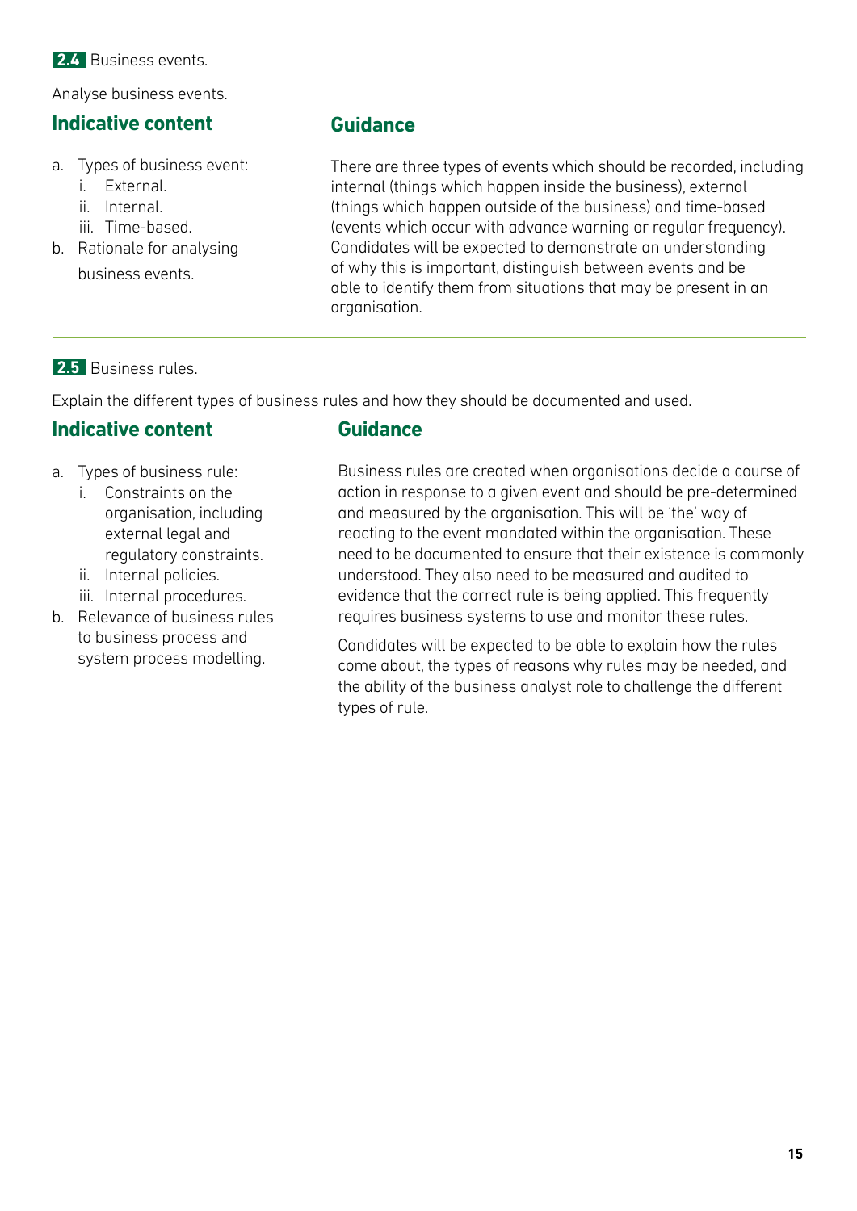**2.4** Business events.

Analyse business events.

### Indicative content

a. Types of business event:
   i. External.
   ii. Internal.
   iii. Time-based.
b. Rationale for analysing business events.

### Guidance

There are three types of events which should be recorded, including internal (things which happen inside the business), external (things which happen outside of the business) and time-based (events which occur with advance warning or regular frequency). Candidates will be expected to demonstrate an understanding of why this is important, distinguish between events and be able to identify them from situations that may be present in an organisation.

---

**2.5** Business rules.

Explain the different types of business rules and how they should be documented and used.

### Indicative content

a. Types of business rule:
   i. Constraints on the organisation, including external legal and regulatory constraints.
   ii. Internal policies.
   iii. Internal procedures.
b. Relevance of business rules to business process and system process modelling.

### Guidance

Business rules are created when organisations decide a course of action in response to a given event and should be pre-determined and measured by the organisation. This will be 'the' way of reacting to the event mandated within the organisation. These need to be documented to ensure that their existence is commonly understood. They also need to be measured and audited to evidence that the correct rule is being applied. This frequently requires business systems to use and monitor these rules.

Candidates will be expected to be able to explain how the rules come about, the types of reasons why rules may be needed, and the ability of the business analyst role to challenge the different types of rule.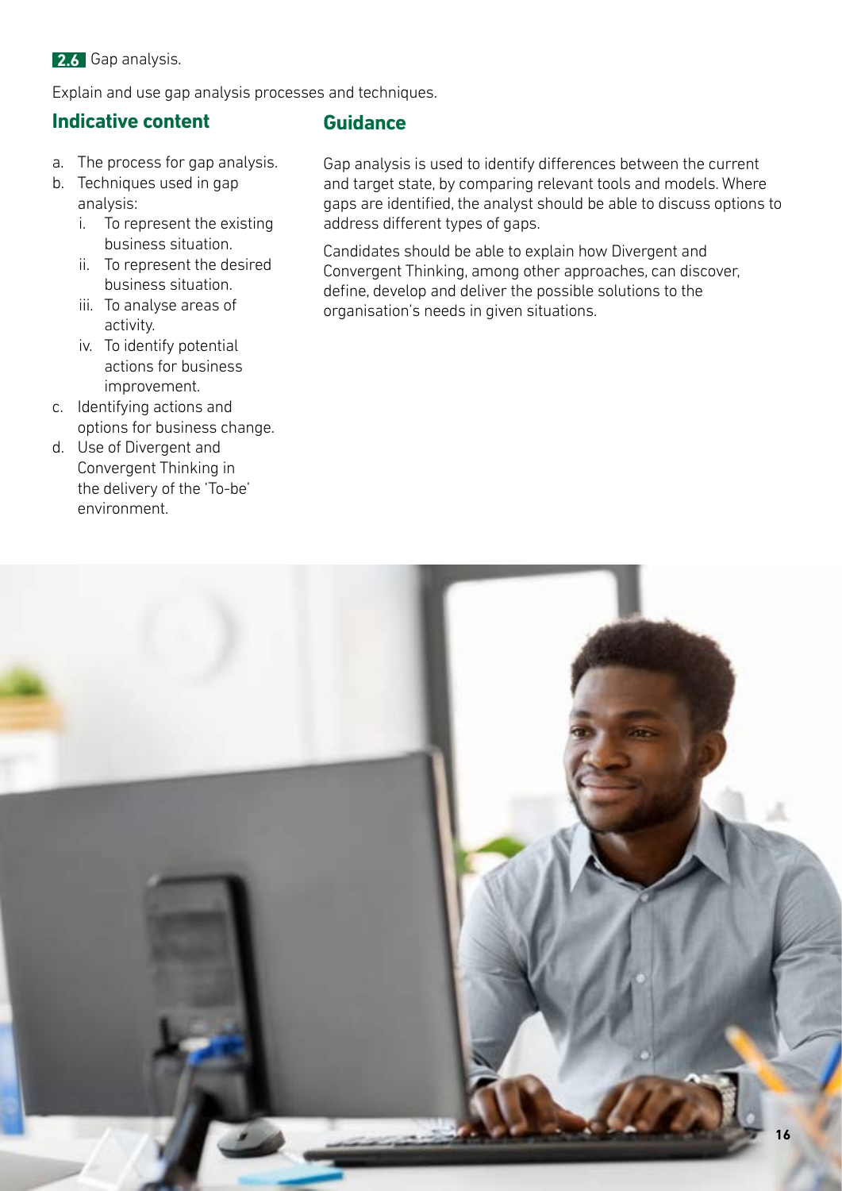**2.6** Gap analysis.

Explain and use gap analysis processes and techniques.

### Indicative content

a. The process for gap analysis.
b. Techniques used in gap analysis:
   i. To represent the existing business situation.
   ii. To represent the desired business situation.
   iii. To analyse areas of activity.
   iv. To identify potential actions for business improvement.
c. Identifying actions and options for business change.
d. Use of Divergent and Convergent Thinking in the delivery of the 'To-be' environment.

### Guidance

Gap analysis is used to identify differences between the current and target state, by comparing relevant tools and models. Where gaps are identified, the analyst should be able to discuss options to address different types of gaps.

Candidates should be able to explain how Divergent and Convergent Thinking, among other approaches, can discover, define, develop and deliver the possible solutions to the organisation's needs in given situations.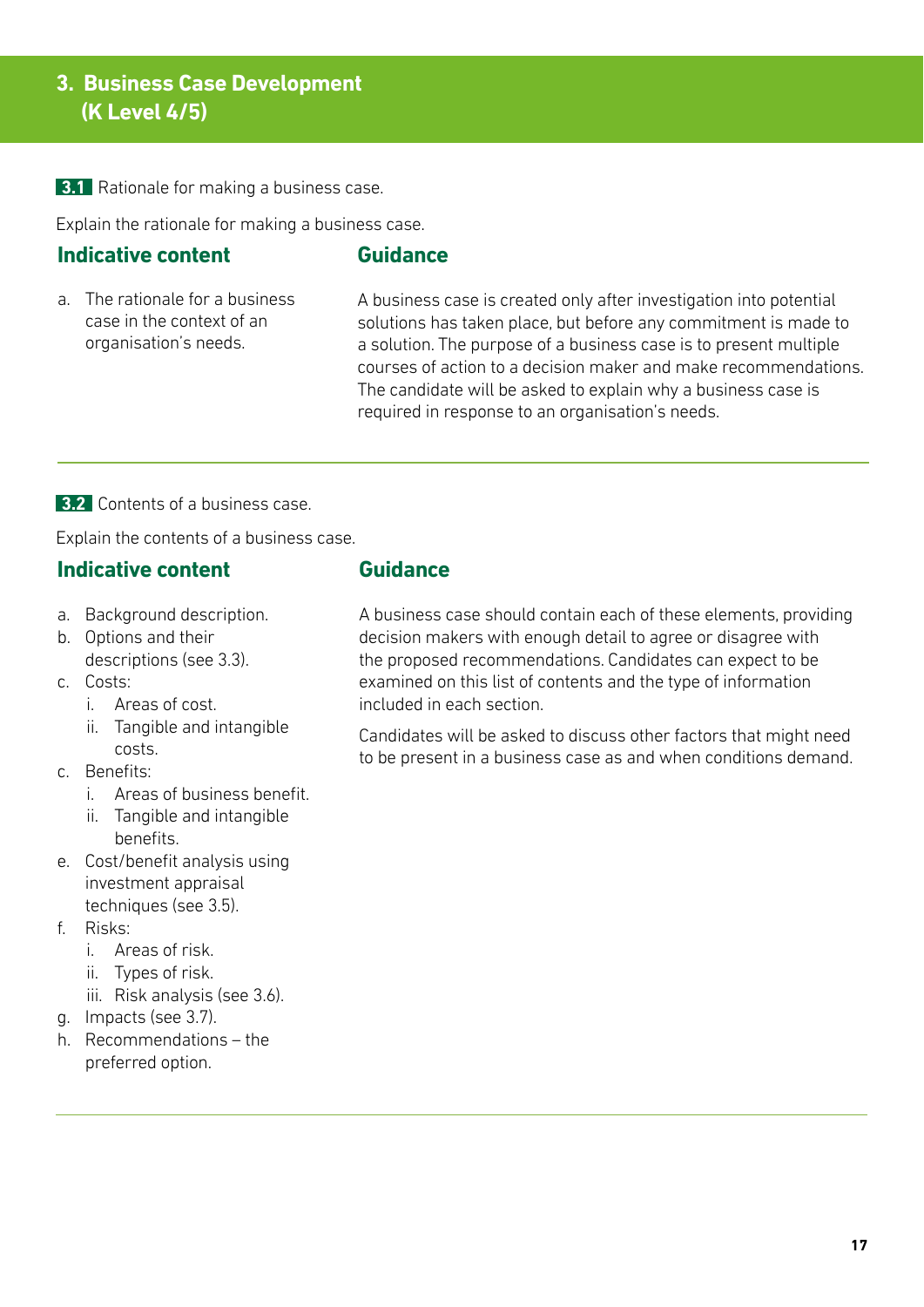## 3. Business Case Development (K Level 4/5)

**3.1** Rationale for making a business case.

Explain the rationale for making a business case.

| Indicative content | Guidance |
| --- | --- |
| a. The rationale for a business case in the context of an organisation's needs. | A business case is created only after investigation into potential solutions has taken place, but before any commitment is made to a solution. The purpose of a business case is to present multiple courses of action to a decision maker and make recommendations. The candidate will be asked to explain why a business case is required in response to an organisation's needs. |

---

**3.2** Contents of a business case.

Explain the contents of a business case.

### Indicative content

a. Background description.
b. Options and their descriptions (see 3.3).
c. Costs:
   i. Areas of cost.
   ii. Tangible and intangible costs.
c. Benefits:
   i. Areas of business benefit.
   ii. Tangible and intangible benefits.
e. Cost/benefit analysis using investment appraisal techniques (see 3.5).
f. Risks:
   i. Areas of risk.
   ii. Types of risk.
   iii. Risk analysis (see 3.6).
g. Impacts (see 3.7).
h. Recommendations – the preferred option.

### Guidance

A business case should contain each of these elements, providing decision makers with enough detail to agree or disagree with the proposed recommendations. Candidates can expect to be examined on this list of contents and the type of information included in each section.

Candidates will be asked to discuss other factors that might need to be present in a business case as and when conditions demand.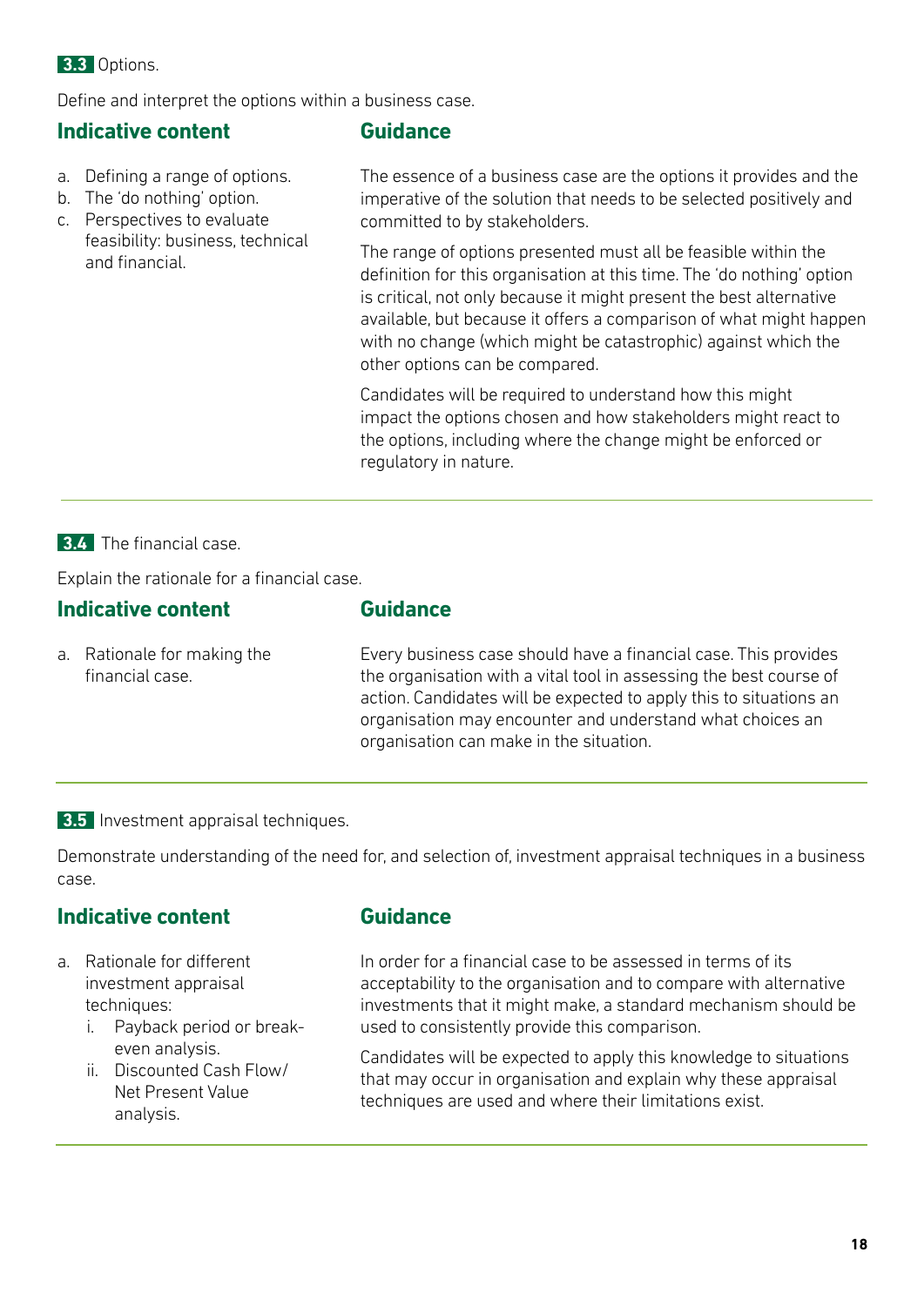### 3.3 Options.

Define and interpret the options within a business case.

| Indicative content | Guidance |
| --- | --- |
| a. Defining a range of options.<br>b. The 'do nothing' option.<br>c. Perspectives to evaluate feasibility: business, technical and financial. | The essence of a business case are the options it provides and the imperative of the solution that needs to be selected positively and committed to by stakeholders.<br><br>The range of options presented must all be feasible within the definition for this organisation at this time. The 'do nothing' option is critical, not only because it might present the best alternative available, but because it offers a comparison of what might happen with no change (which might be catastrophic) against which the other options can be compared.<br><br>Candidates will be required to understand how this might impact the options chosen and how stakeholders might react to the options, including where the change might be enforced or regulatory in nature. |

### 3.4 The financial case.

Explain the rationale for a financial case.

| Indicative content | Guidance |
| --- | --- |
| a. Rationale for making the financial case. | Every business case should have a financial case. This provides the organisation with a vital tool in assessing the best course of action. Candidates will be expected to apply this to situations an organisation may encounter and understand what choices an organisation can make in the situation. |

### 3.5 Investment appraisal techniques.

Demonstrate understanding of the need for, and selection of, investment appraisal techniques in a business case.

| Indicative content | Guidance |
| --- | --- |
| a. Rationale for different investment appraisal techniques:<br>i. Payback period or break-even analysis.<br>ii. Discounted Cash Flow/ Net Present Value analysis. | In order for a financial case to be assessed in terms of its acceptability to the organisation and to compare with alternative investments that it might make, a standard mechanism should be used to consistently provide this comparison.<br><br>Candidates will be expected to apply this knowledge to situations that may occur in organisation and explain why these appraisal techniques are used and where their limitations exist. |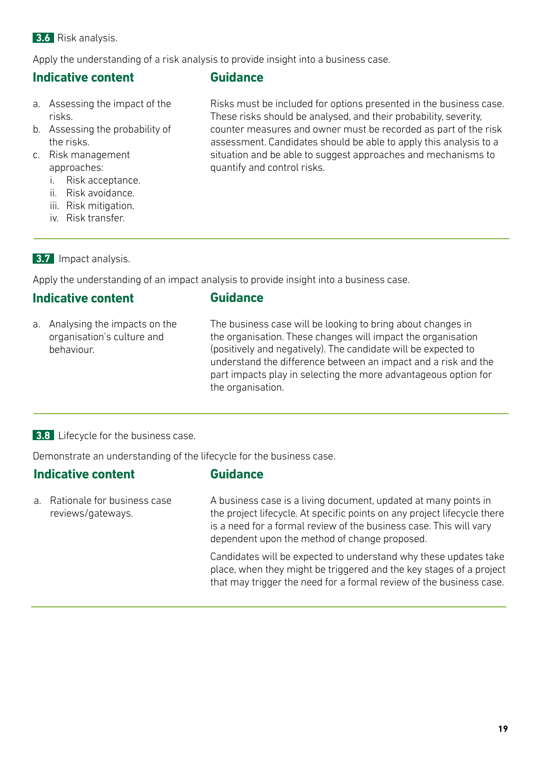**3.6** Risk analysis.

Apply the understanding of a risk analysis to provide insight into a business case.

| Indicative content | Guidance |
| --- | --- |
| a. Assessing the impact of the risks.<br>b. Assessing the probability of the risks.<br>c. Risk management approaches:<br>i. Risk acceptance.<br>ii. Risk avoidance.<br>iii. Risk mitigation.<br>iv. Risk transfer. | Risks must be included for options presented in the business case. These risks should be analysed, and their probability, severity, counter measures and owner must be recorded as part of the risk assessment. Candidates should be able to apply this analysis to a situation and be able to suggest approaches and mechanisms to quantify and control risks. |

**3.7** Impact analysis.

Apply the understanding of an impact analysis to provide insight into a business case.

| Indicative content | Guidance |
| --- | --- |
| a. Analysing the impacts on the organisation's culture and behaviour. | The business case will be looking to bring about changes in the organisation. These changes will impact the organisation (positively and negatively). The candidate will be expected to understand the difference between an impact and a risk and the part impacts play in selecting the more advantageous option for the organisation. |

**3.8** Lifecycle for the business case.

Demonstrate an understanding of the lifecycle for the business case.

| Indicative content | Guidance |
| --- | --- |
| a. Rationale for business case reviews/gateways. | A business case is a living document, updated at many points in the project lifecycle. At specific points on any project lifecycle there is a need for a formal review of the business case. This will vary dependent upon the method of change proposed.<br><br>Candidates will be expected to understand why these updates take place, when they might be triggered and the key stages of a project that may trigger the need for a formal review of the business case. |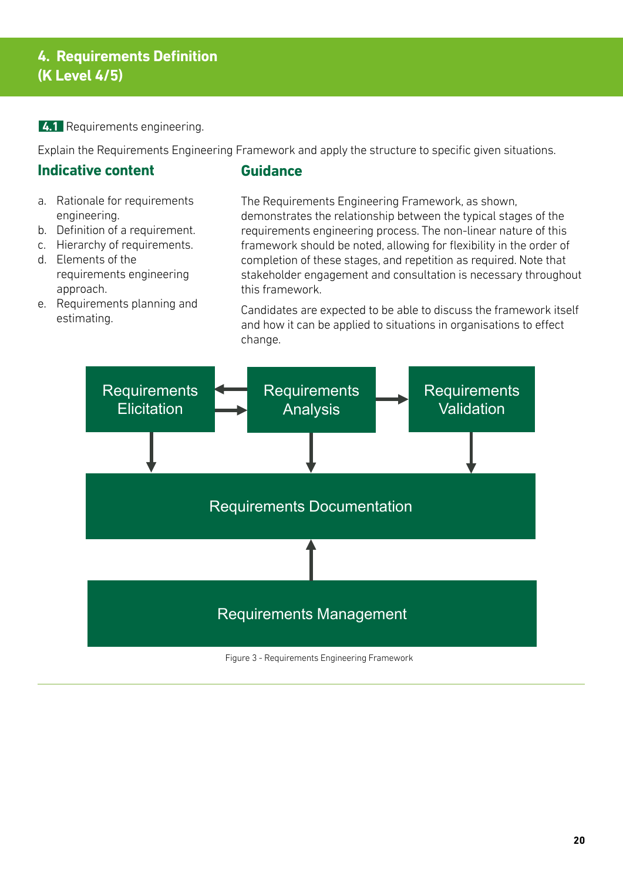## 4. Requirements Definition
## (K Level 4/5)

**4.1** Requirements engineering.

Explain the Requirements Engineering Framework and apply the structure to specific given situations.

### Indicative content

a. Rationale for requirements engineering.
b. Definition of a requirement.
c. Hierarchy of requirements.
d. Elements of the requirements engineering approach.
e. Requirements planning and estimating.

### Guidance

The Requirements Engineering Framework, as shown, demonstrates the relationship between the typical stages of the requirements engineering process. The non-linear nature of this framework should be noted, allowing for flexibility in the order of completion of these stages, and repetition as required. Note that stakeholder engagement and consultation is necessary throughout this framework.

Candidates are expected to be able to discuss the framework itself and how it can be applied to situations in organisations to effect change.

Requirements Elicitation ⇄ Requirements Analysis → Requirements Validation

Requirements Elicitation, Requirements Analysis and Requirements Validation each → Requirements Documentation

Requirements Management → Requirements Documentation

Figure 3 - Requirements Engineering Framework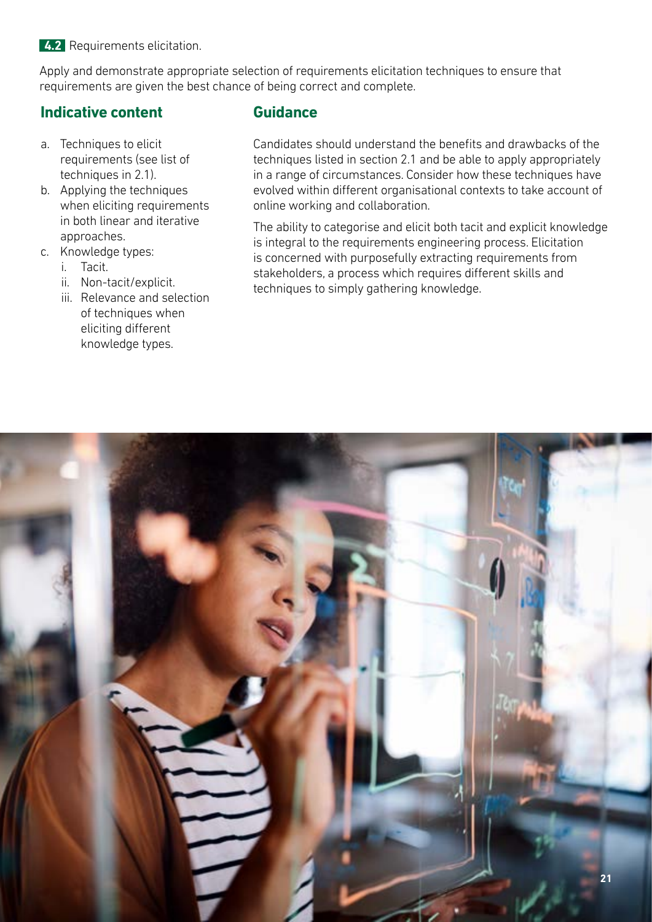**4.2** Requirements elicitation.

Apply and demonstrate appropriate selection of requirements elicitation techniques to ensure that requirements are given the best chance of being correct and complete.

## Indicative content

a. Techniques to elicit requirements (see list of techniques in 2.1).
b. Applying the techniques when eliciting requirements in both linear and iterative approaches.
c. Knowledge types:
   i. Tacit.
   ii. Non-tacit/explicit.
   iii. Relevance and selection of techniques when eliciting different knowledge types.

## Guidance

Candidates should understand the benefits and drawbacks of the techniques listed in section 2.1 and be able to apply appropriately in a range of circumstances. Consider how these techniques have evolved within different organisational contexts to take account of online working and collaboration.

The ability to categorise and elicit both tacit and explicit knowledge is integral to the requirements engineering process. Elicitation is concerned with purposefully extracting requirements from stakeholders, a process which requires different skills and techniques to simply gathering knowledge.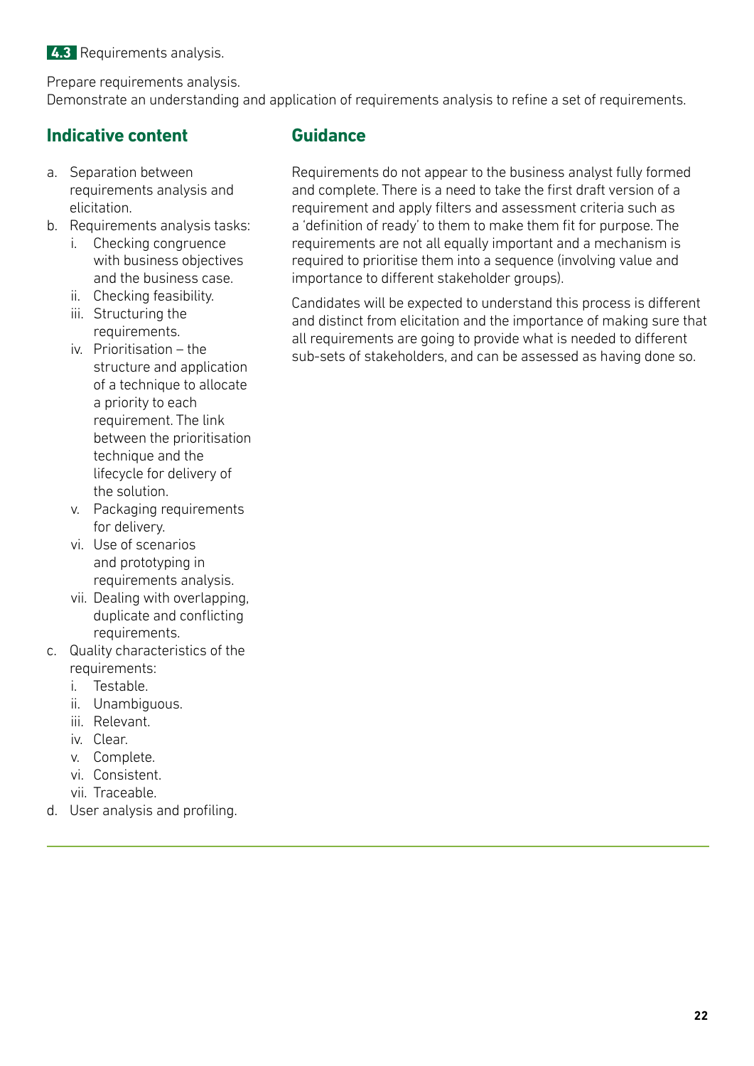**4.3** Requirements analysis.

Prepare requirements analysis.
Demonstrate an understanding and application of requirements analysis to refine a set of requirements.

## Indicative content

a. Separation between requirements analysis and elicitation.
b. Requirements analysis tasks:
   i. Checking congruence with business objectives and the business case.
   ii. Checking feasibility.
   iii. Structuring the requirements.
   iv. Prioritisation – the structure and application of a technique to allocate a priority to each requirement. The link between the prioritisation technique and the lifecycle for delivery of the solution.
   v. Packaging requirements for delivery.
   vi. Use of scenarios and prototyping in requirements analysis.
   vii. Dealing with overlapping, duplicate and conflicting requirements.
c. Quality characteristics of the requirements:
   i. Testable.
   ii. Unambiguous.
   iii. Relevant.
   iv. Clear.
   v. Complete.
   vi. Consistent.
   vii. Traceable.
d. User analysis and profiling.

## Guidance

Requirements do not appear to the business analyst fully formed and complete. There is a need to take the first draft version of a requirement and apply filters and assessment criteria such as a 'definition of ready' to them to make them fit for purpose. The requirements are not all equally important and a mechanism is required to prioritise them into a sequence (involving value and importance to different stakeholder groups).

Candidates will be expected to understand this process is different and distinct from elicitation and the importance of making sure that all requirements are going to provide what is needed to different sub-sets of stakeholders, and can be assessed as having done so.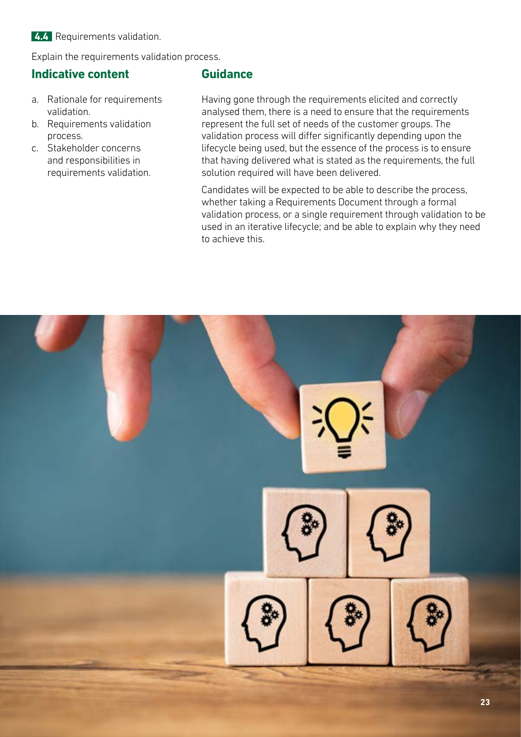**4.4** Requirements validation.

Explain the requirements validation process.

## Indicative content

a. Rationale for requirements validation.
b. Requirements validation process.
c. Stakeholder concerns and responsibilities in requirements validation.

## Guidance

Having gone through the requirements elicited and correctly analysed them, there is a need to ensure that the requirements represent the full set of needs of the customer groups. The validation process will differ significantly depending upon the lifecycle being used, but the essence of the process is to ensure that having delivered what is stated as the requirements, the full solution required will have been delivered.

Candidates will be expected to be able to describe the process, whether taking a Requirements Document through a formal validation process, or a single requirement through validation to be used in an iterative lifecycle; and be able to explain why they need to achieve this.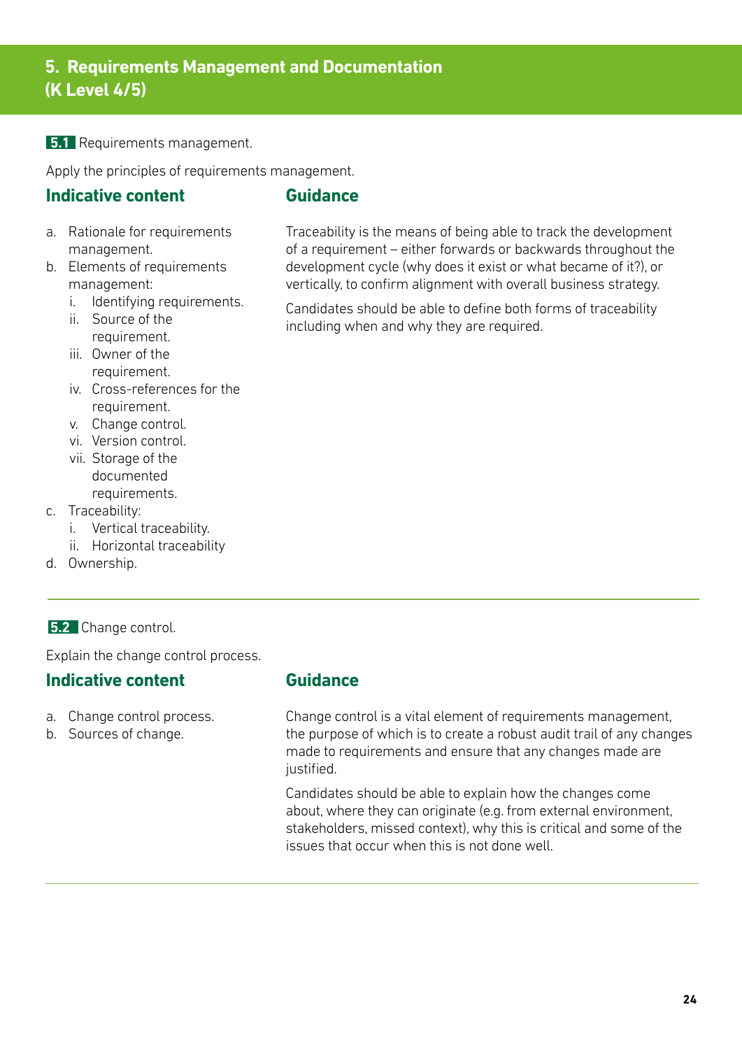## 5. Requirements Management and Documentation (K Level 4/5)

**5.1** Requirements management.

Apply the principles of requirements management.

### Indicative content

a. Rationale for requirements management.
b. Elements of requirements management:
   i. Identifying requirements.
   ii. Source of the requirement.
   iii. Owner of the requirement.
   iv. Cross-references for the requirement.
   v. Change control.
   vi. Version control.
   vii. Storage of the documented requirements.
c. Traceability:
   i. Vertical traceability.
   ii. Horizontal traceability
d. Ownership.

### Guidance

Traceability is the means of being able to track the development of a requirement – either forwards or backwards throughout the development cycle (why does it exist or what became of it?), or vertically, to confirm alignment with overall business strategy.

Candidates should be able to define both forms of traceability including when and why they are required.

---

**5.2** Change control.

Explain the change control process.

### Indicative content

a. Change control process.
b. Sources of change.

### Guidance

Change control is a vital element of requirements management, the purpose of which is to create a robust audit trail of any changes made to requirements and ensure that any changes made are justified.

Candidates should be able to explain how the changes come about, where they can originate (e.g. from external environment, stakeholders, missed context), why this is critical and some of the issues that occur when this is not done well.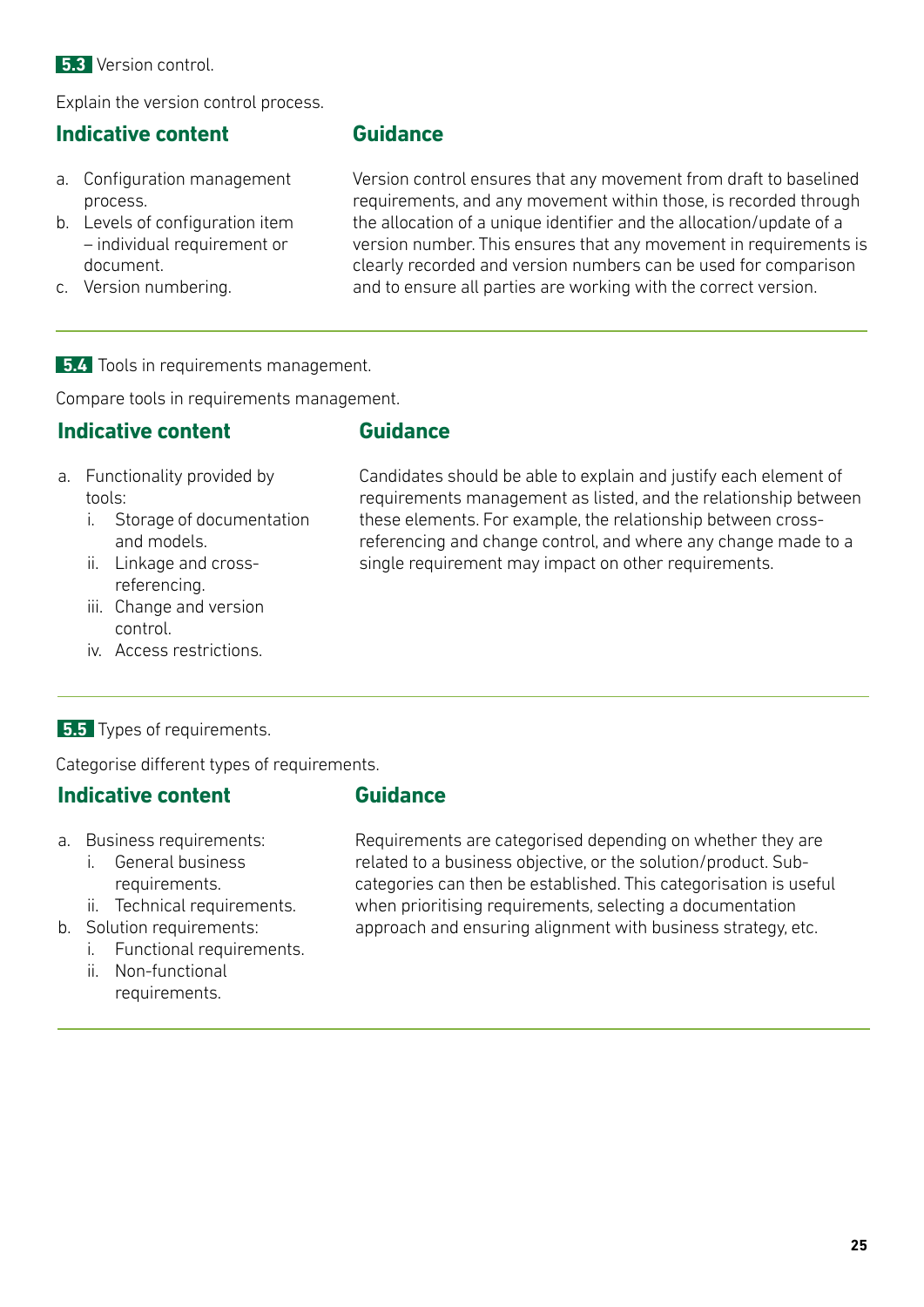**5.3** Version control.

Explain the version control process.

### Indicative content

a. Configuration management process.
b. Levels of configuration item – individual requirement or document.
c. Version numbering.

### Guidance

Version control ensures that any movement from draft to baselined requirements, and any movement within those, is recorded through the allocation of a unique identifier and the allocation/update of a version number. This ensures that any movement in requirements is clearly recorded and version numbers can be used for comparison and to ensure all parties are working with the correct version.

---

**5.4** Tools in requirements management.

Compare tools in requirements management.

### Indicative content

a. Functionality provided by tools:
   i. Storage of documentation and models.
   ii. Linkage and cross-referencing.
   iii. Change and version control.
   iv. Access restrictions.

### Guidance

Candidates should be able to explain and justify each element of requirements management as listed, and the relationship between these elements. For example, the relationship between cross-referencing and change control, and where any change made to a single requirement may impact on other requirements.

---

**5.5** Types of requirements.

Categorise different types of requirements.

### Indicative content

a. Business requirements:
   i. General business requirements.
   ii. Technical requirements.
b. Solution requirements:
   i. Functional requirements.
   ii. Non-functional requirements.

### Guidance

Requirements are categorised depending on whether they are related to a business objective, or the solution/product. Sub-categories can then be established. This categorisation is useful when prioritising requirements, selecting a documentation approach and ensuring alignment with business strategy, etc.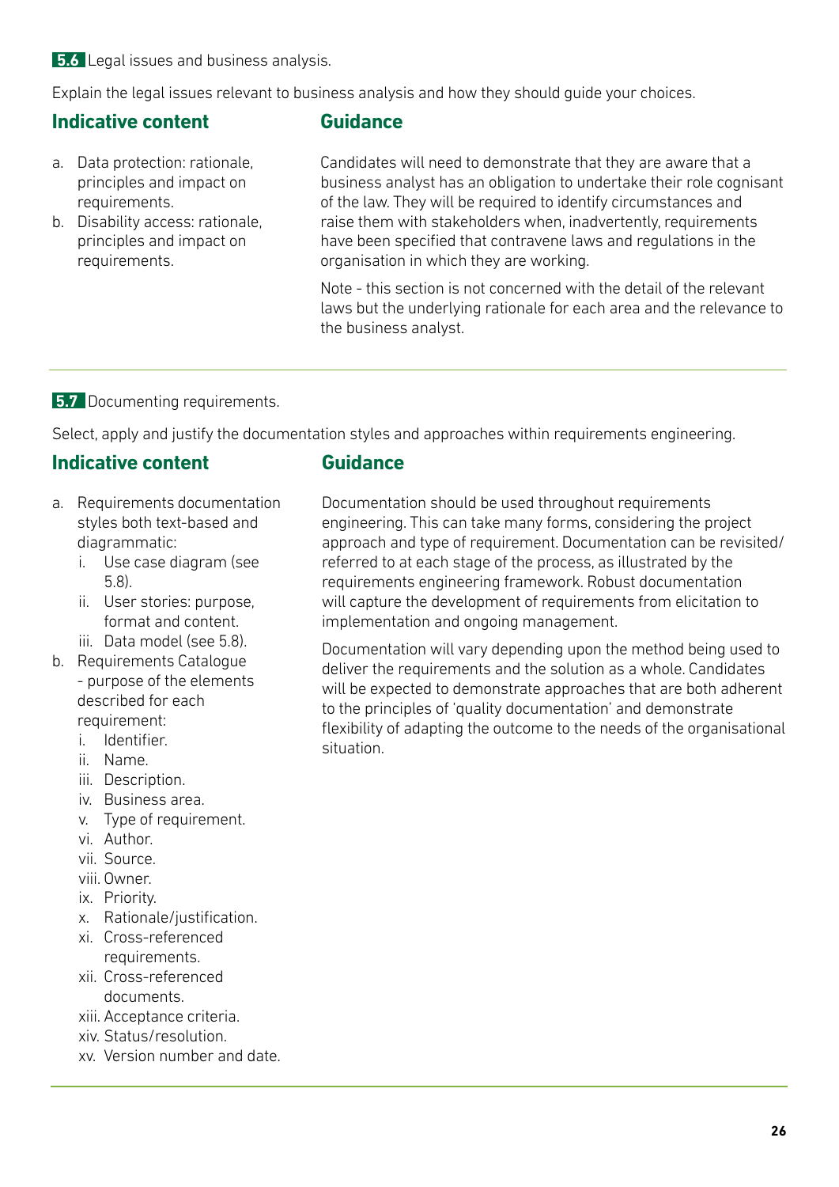**5.6** Legal issues and business analysis.

Explain the legal issues relevant to business analysis and how they should guide your choices.

### Indicative content

a. Data protection: rationale, principles and impact on requirements.
b. Disability access: rationale, principles and impact on requirements.

### Guidance

Candidates will need to demonstrate that they are aware that a business analyst has an obligation to undertake their role cognisant of the law. They will be required to identify circumstances and raise them with stakeholders when, inadvertently, requirements have been specified that contravene laws and regulations in the organisation in which they are working.

Note - this section is not concerned with the detail of the relevant laws but the underlying rationale for each area and the relevance to the business analyst.

---

**5.7** Documenting requirements.

Select, apply and justify the documentation styles and approaches within requirements engineering.

### Indicative content

a. Requirements documentation styles both text-based and diagrammatic:
   i. Use case diagram (see 5.8).
   ii. User stories: purpose, format and content.
   iii. Data model (see 5.8).
b. Requirements Catalogue - purpose of the elements described for each requirement:
   i. Identifier.
   ii. Name.
   iii. Description.
   iv. Business area.
   v. Type of requirement.
   vi. Author.
   vii. Source.
   viii. Owner.
   ix. Priority.
   x. Rationale/justification.
   xi. Cross-referenced requirements.
   xii. Cross-referenced documents.
   xiii. Acceptance criteria.
   xiv. Status/resolution.
   xv. Version number and date.

### Guidance

Documentation should be used throughout requirements engineering. This can take many forms, considering the project approach and type of requirement. Documentation can be revisited/referred to at each stage of the process, as illustrated by the requirements engineering framework. Robust documentation will capture the development of requirements from elicitation to implementation and ongoing management.

Documentation will vary depending upon the method being used to deliver the requirements and the solution as a whole. Candidates will be expected to demonstrate approaches that are both adherent to the principles of 'quality documentation' and demonstrate flexibility of adapting the outcome to the needs of the organisational situation.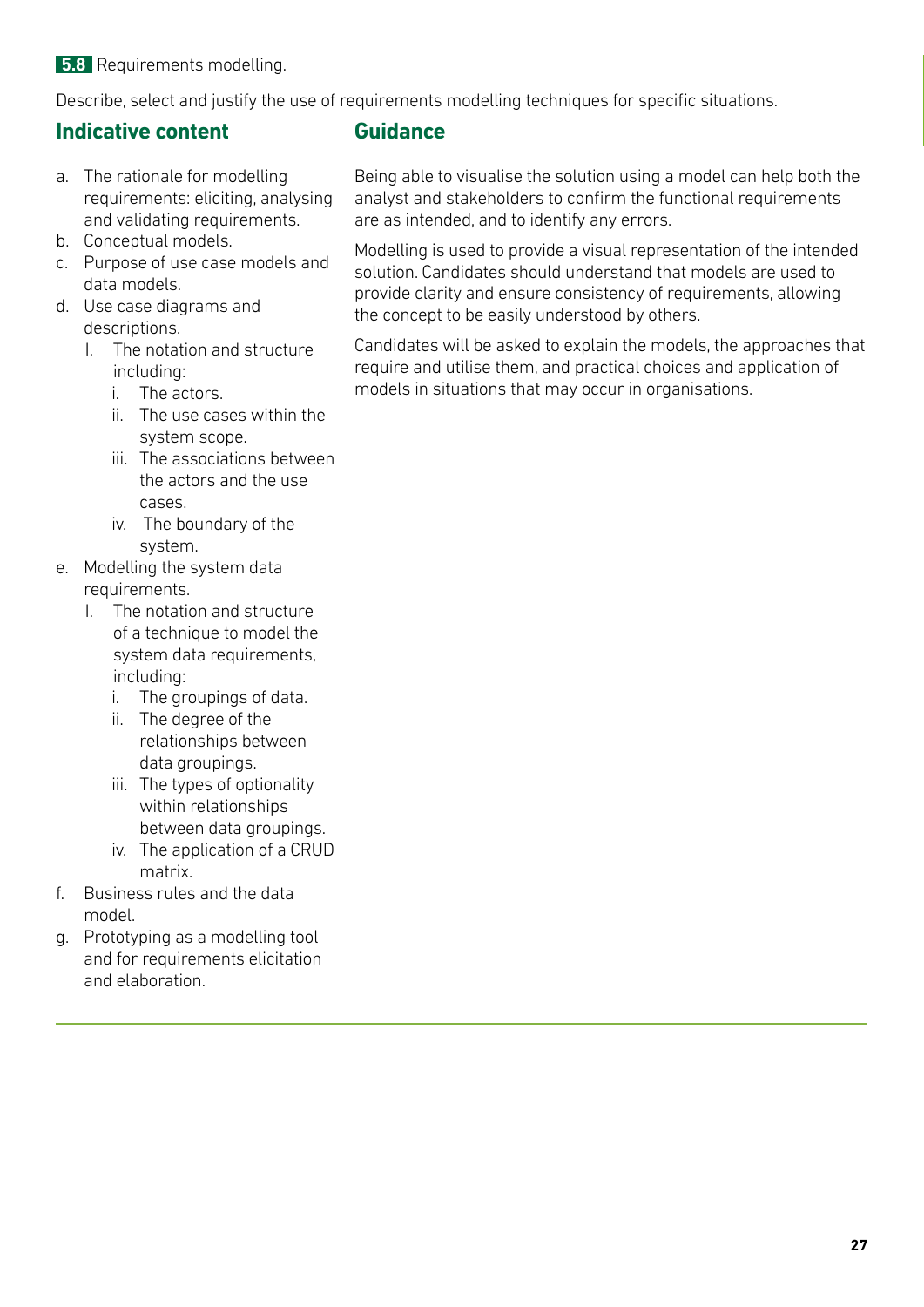**5.8** Requirements modelling.

Describe, select and justify the use of requirements modelling techniques for specific situations.

## Indicative content

a. The rationale for modelling requirements: eliciting, analysing and validating requirements.
b. Conceptual models.
c. Purpose of use case models and data models.
d. Use case diagrams and descriptions.
   I. The notation and structure including:
      i. The actors.
      ii. The use cases within the system scope.
      iii. The associations between the actors and the use cases.
      iv. The boundary of the system.
e. Modelling the system data requirements.
   I. The notation and structure of a technique to model the system data requirements, including:
      i. The groupings of data.
      ii. The degree of the relationships between data groupings.
      iii. The types of optionality within relationships between data groupings.
      iv. The application of a CRUD matrix.
f. Business rules and the data model.
g. Prototyping as a modelling tool and for requirements elicitation and elaboration.

## Guidance

Being able to visualise the solution using a model can help both the analyst and stakeholders to confirm the functional requirements are as intended, and to identify any errors.

Modelling is used to provide a visual representation of the intended solution. Candidates should understand that models are used to provide clarity and ensure consistency of requirements, allowing the concept to be easily understood by others.

Candidates will be asked to explain the models, the approaches that require and utilise them, and practical choices and application of models in situations that may occur in organisations.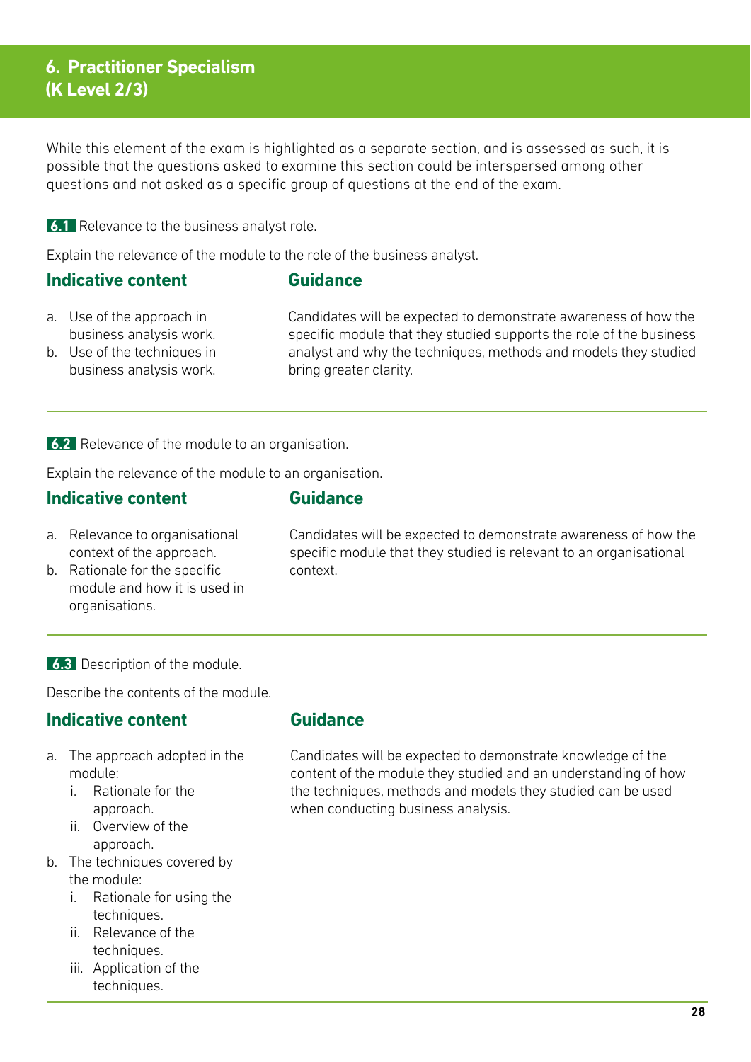## 6. Practitioner Specialism (K Level 2/3)

While this element of the exam is highlighted as a separate section, and is assessed as such, it is possible that the questions asked to examine this section could be interspersed among other questions and not asked as a specific group of questions at the end of the exam.

**6.1** Relevance to the business analyst role.

Explain the relevance of the module to the role of the business analyst.

| Indicative content | Guidance |
|---|---|
| a. Use of the approach in business analysis work.<br>b. Use of the techniques in business analysis work. | Candidates will be expected to demonstrate awareness of how the specific module that they studied supports the role of the business analyst and why the techniques, methods and models they studied bring greater clarity. |

**6.2** Relevance of the module to an organisation.

Explain the relevance of the module to an organisation.

| Indicative content | Guidance |
|---|---|
| a. Relevance to organisational context of the approach.<br>b. Rationale for the specific module and how it is used in organisations. | Candidates will be expected to demonstrate awareness of how the specific module that they studied is relevant to an organisational context. |

**6.3** Description of the module.

Describe the contents of the module.

| Indicative content | Guidance |
|---|---|
| a. The approach adopted in the module:<br>i. Rationale for the approach.<br>ii. Overview of the approach.<br>b. The techniques covered by the module:<br>i. Rationale for using the techniques.<br>ii. Relevance of the techniques.<br>iii. Application of the techniques. | Candidates will be expected to demonstrate knowledge of the content of the module they studied and an understanding of how the techniques, methods and models they studied can be used when conducting business analysis. |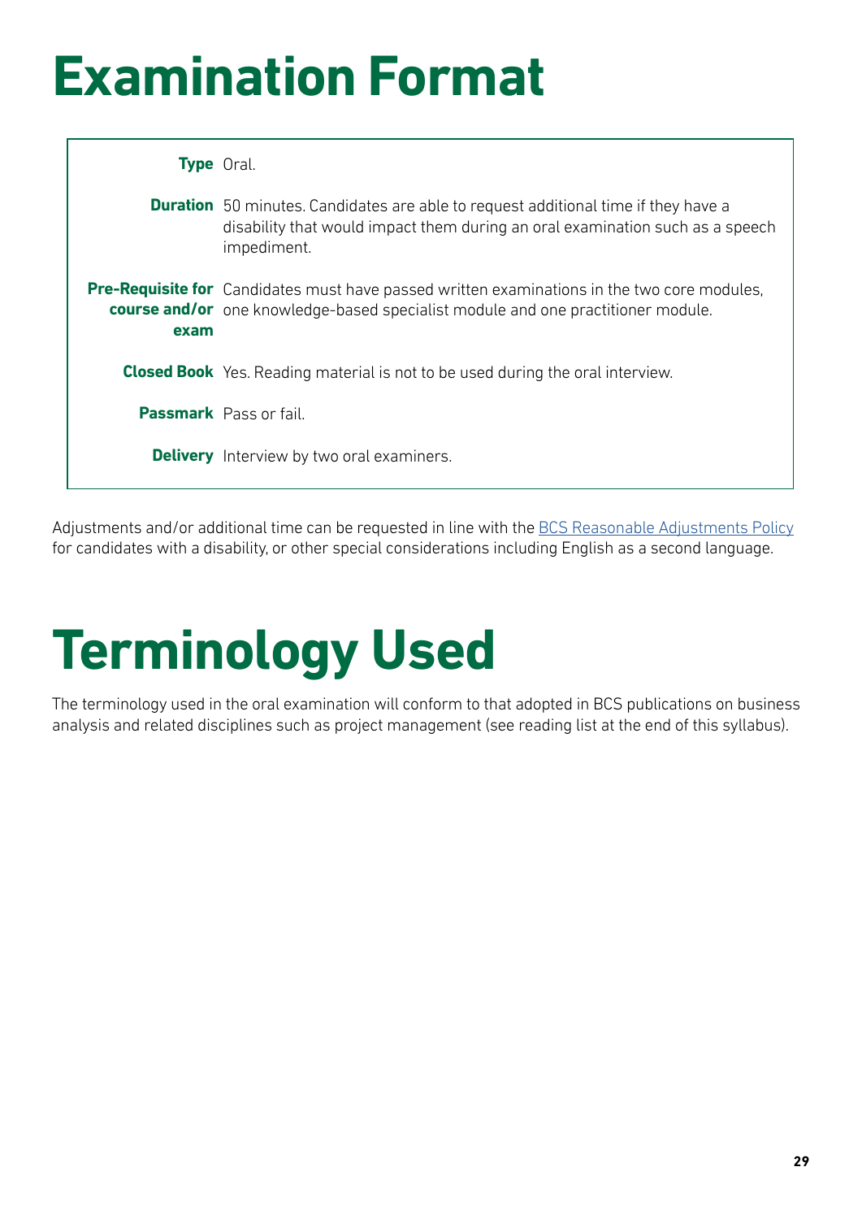# Examination Format

| | |
|---|---|
| **Type** | Oral. |
| **Duration** | 50 minutes. Candidates are able to request additional time if they have a disability that would impact them during an oral examination such as a speech impediment. |
| **Pre-Requisite for course and/or exam** | Candidates must have passed written examinations in the two core modules, one knowledge-based specialist module and one practitioner module. |
| **Closed Book** | Yes. Reading material is not to be used during the oral interview. |
| **Passmark** | Pass or fail. |
| **Delivery** | Interview by two oral examiners. |

Adjustments and/or additional time can be requested in line with the BCS Reasonable Adjustments Policy for candidates with a disability, or other special considerations including English as a second language.

# Terminology Used

The terminology used in the oral examination will conform to that adopted in BCS publications on business analysis and related disciplines such as project management (see reading list at the end of this syllabus).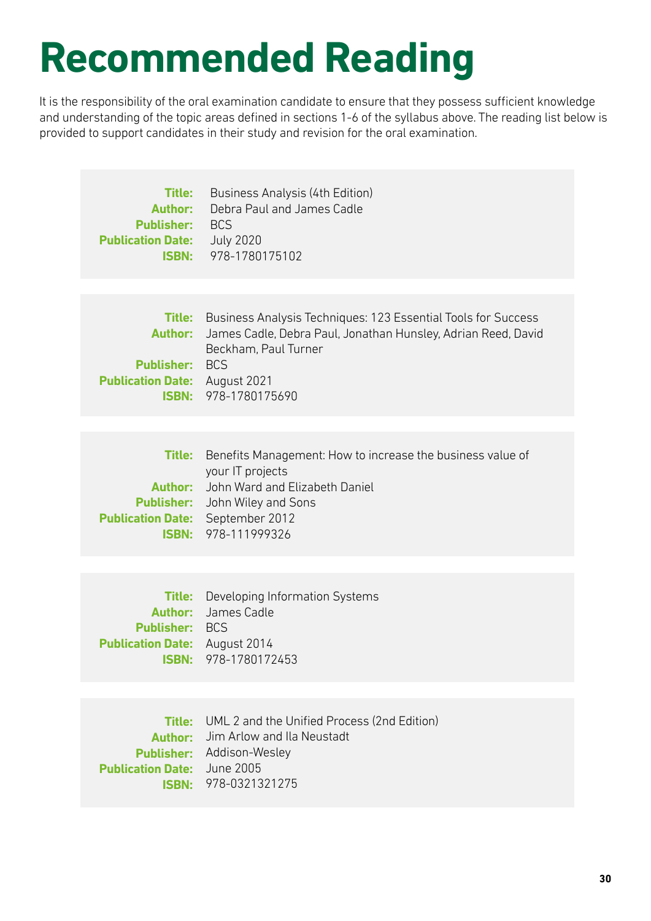# Recommended Reading

It is the responsibility of the oral examination candidate to ensure that they possess sufficient knowledge and understanding of the topic areas defined in sections 1-6 of the syllabus above. The reading list below is provided to support candidates in their study and revision for the oral examination.

**Title:** Business Analysis (4th Edition)
**Author:** Debra Paul and James Cadle
**Publisher:** BCS
**Publication Date:** July 2020
**ISBN:** 978-1780175102

**Title:** Business Analysis Techniques: 123 Essential Tools for Success
**Author:** James Cadle, Debra Paul, Jonathan Hunsley, Adrian Reed, David Beckham, Paul Turner
**Publisher:** BCS
**Publication Date:** August 2021
**ISBN:** 978-1780175690

**Title:** Benefits Management: How to increase the business value of your IT projects
**Author:** John Ward and Elizabeth Daniel
**Publisher:** John Wiley and Sons
**Publication Date:** September 2012
**ISBN:** 978-111999326

**Title:** Developing Information Systems
**Author:** James Cadle
**Publisher:** BCS
**Publication Date:** August 2014
**ISBN:** 978-1780172453

**Title:** UML 2 and the Unified Process (2nd Edition)
**Author:** Jim Arlow and Ila Neustadt
**Publisher:** Addison-Wesley
**Publication Date:** June 2005
**ISBN:** 978-0321321275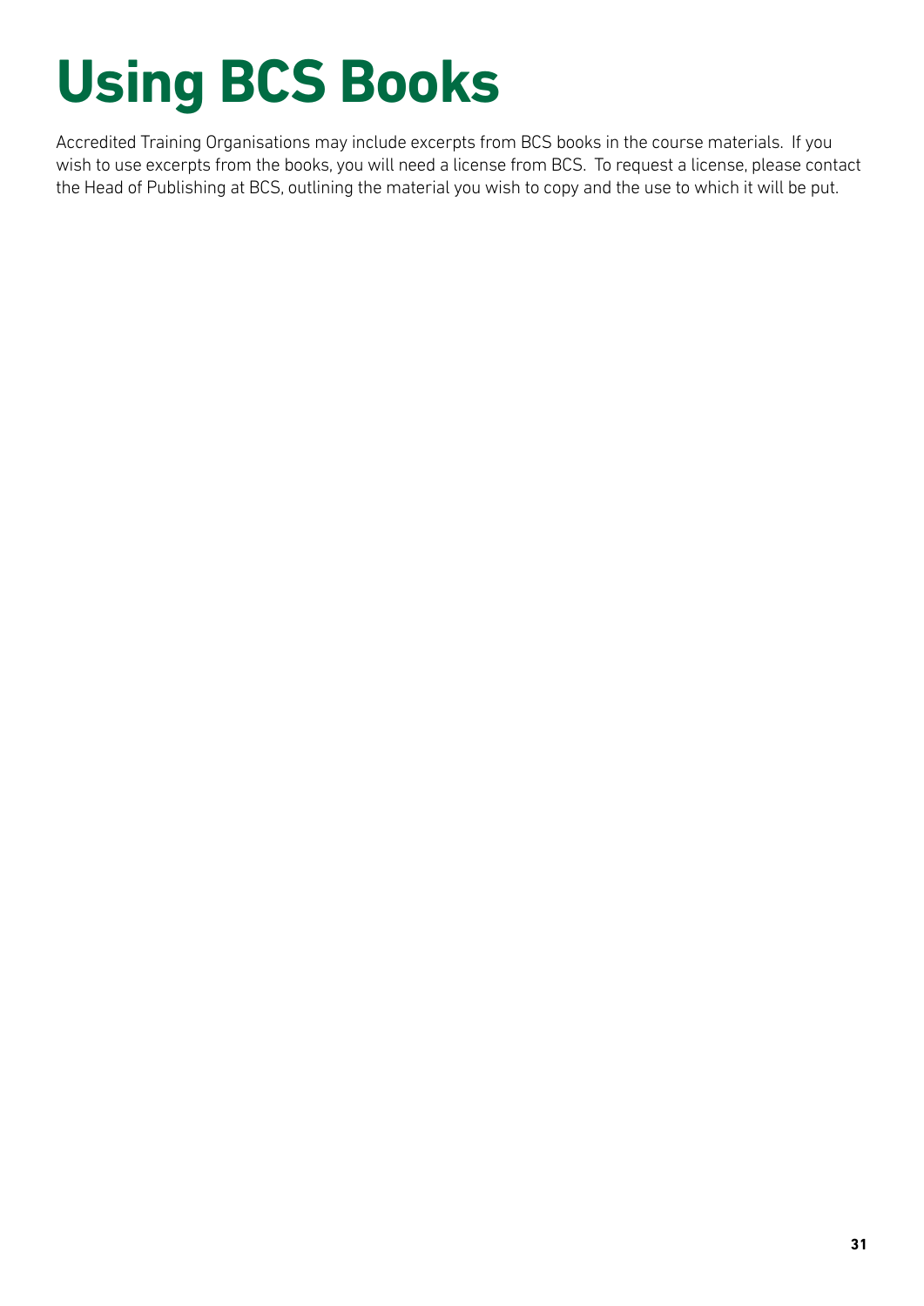# Using BCS Books

Accredited Training Organisations may include excerpts from BCS books in the course materials. If you wish to use excerpts from the books, you will need a license from BCS. To request a license, please contact the Head of Publishing at BCS, outlining the material you wish to copy and the use to which it will be put.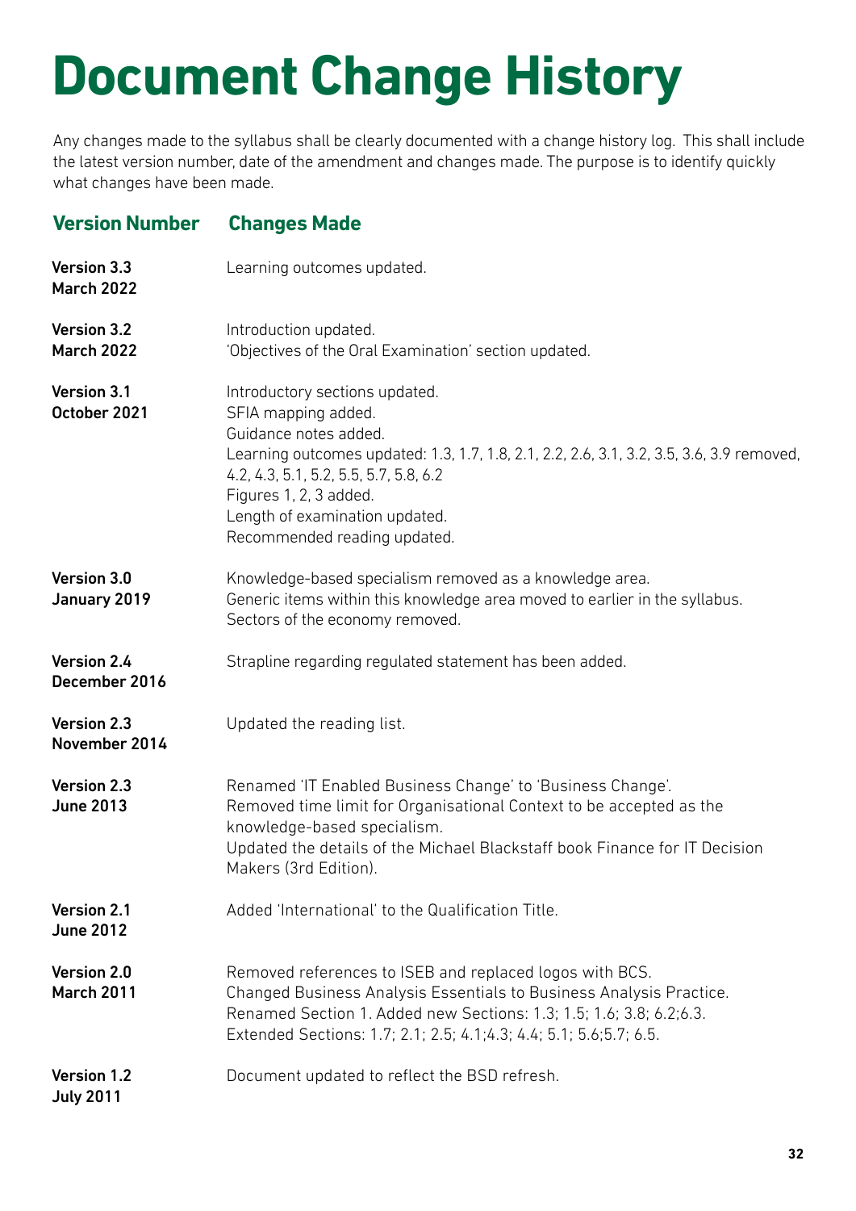# Document Change History

Any changes made to the syllabus shall be clearly documented with a change history log. This shall include the latest version number, date of the amendment and changes made. The purpose is to identify quickly what changes have been made.

| Version Number | Changes Made |
|---|---|
| **Version 3.3 March 2022** | Learning outcomes updated. |
| **Version 3.2 March 2022** | Introduction updated.<br>'Objectives of the Oral Examination' section updated. |
| **Version 3.1 October 2021** | Introductory sections updated.<br>SFIA mapping added.<br>Guidance notes added.<br>Learning outcomes updated: 1.3, 1.7, 1.8, 2.1, 2.2, 2.6, 3.1, 3.2, 3.5, 3.6, 3.9 removed, 4.2, 4.3, 5.1, 5.2, 5.5, 5.7, 5.8, 6.2<br>Figures 1, 2, 3 added.<br>Length of examination updated.<br>Recommended reading updated. |
| **Version 3.0 January 2019** | Knowledge-based specialism removed as a knowledge area.<br>Generic items within this knowledge area moved to earlier in the syllabus.<br>Sectors of the economy removed. |
| **Version 2.4 December 2016** | Strapline regarding regulated statement has been added. |
| **Version 2.3 November 2014** | Updated the reading list. |
| **Version 2.3 June 2013** | Renamed 'IT Enabled Business Change' to 'Business Change'.<br>Removed time limit for Organisational Context to be accepted as the knowledge-based specialism.<br>Updated the details of the Michael Blackstaff book Finance for IT Decision Makers (3rd Edition). |
| **Version 2.1 June 2012** | Added 'International' to the Qualification Title. |
| **Version 2.0 March 2011** | Removed references to ISEB and replaced logos with BCS.<br>Changed Business Analysis Essentials to Business Analysis Practice.<br>Renamed Section 1. Added new Sections: 1.3; 1.5; 1.6; 3.8; 6.2;6.3.<br>Extended Sections: 1.7; 2.1; 2.5; 4.1;4.3; 4.4; 5.1; 5.6;5.7; 6.5. |
| **Version 1.2 July 2011** | Document updated to reflect the BSD refresh. |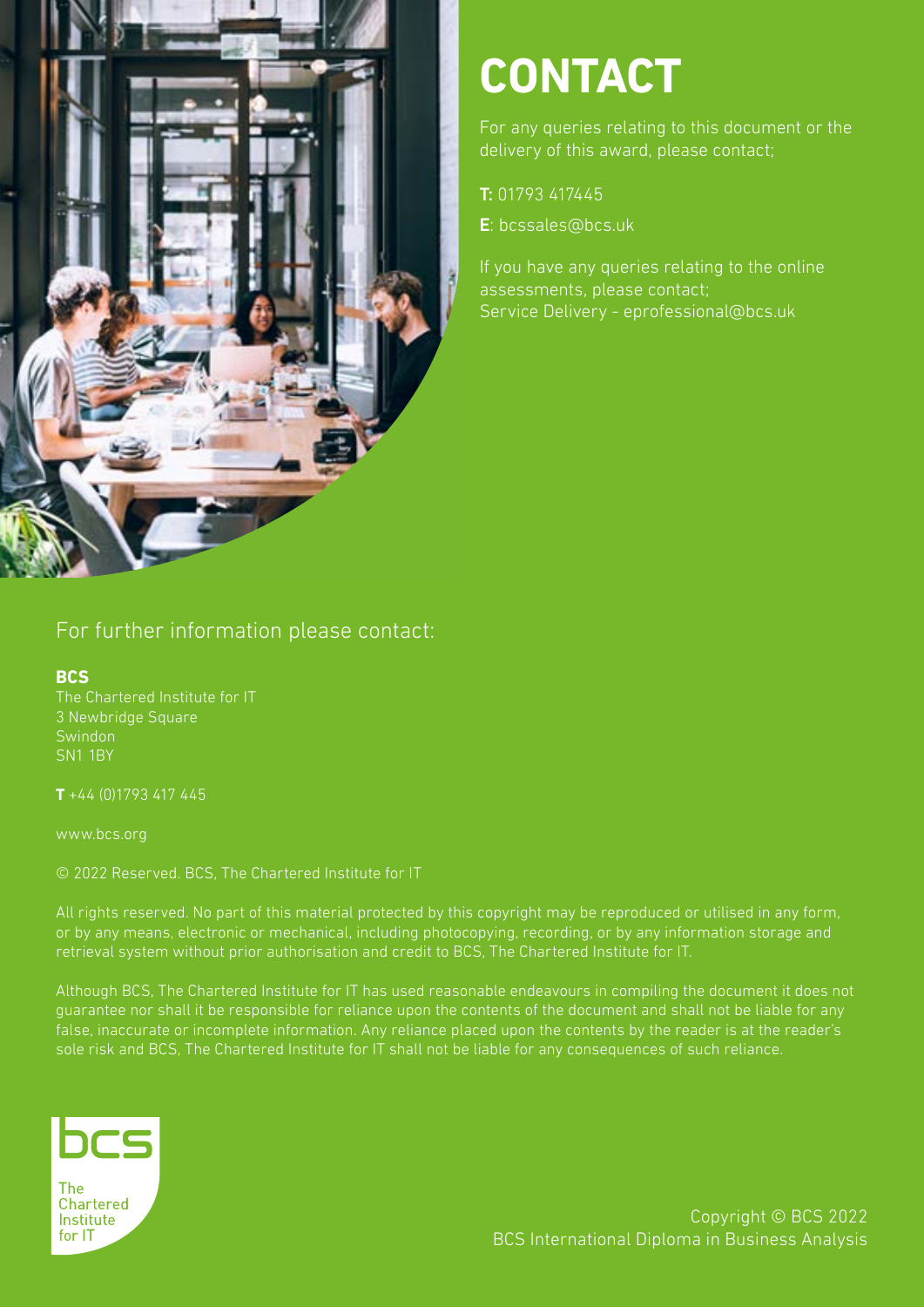# CONTACT

For any queries relating to this document or the delivery of this award, please contact;

**T:** 01793 417445

**E**: bcssales@bcs.uk

If you have any queries relating to the online assessments, please contact;
Service Delivery - eprofessional@bcs.uk

For further information please contact:

**BCS**
The Chartered Institute for IT
3 Newbridge Square
Swindon
SN1 1BY

**T** +44 (0)1793 417 445

www.bcs.org

© 2022 Reserved. BCS, The Chartered Institute for IT

All rights reserved. No part of this material protected by this copyright may be reproduced or utilised in any form, or by any means, electronic or mechanical, including photocopying, recording, or by any information storage and retrieval system without prior authorisation and credit to BCS, The Chartered Institute for IT.

Although BCS, The Chartered Institute for IT has used reasonable endeavours in compiling the document it does not guarantee nor shall it be responsible for reliance upon the contents of the document and shall not be liable for any false, inaccurate or incomplete information. Any reliance placed upon the contents by the reader is at the reader's sole risk and BCS, The Chartered Institute for IT shall not be liable for any consequences of such reliance.

bcs
The Chartered Institute for IT